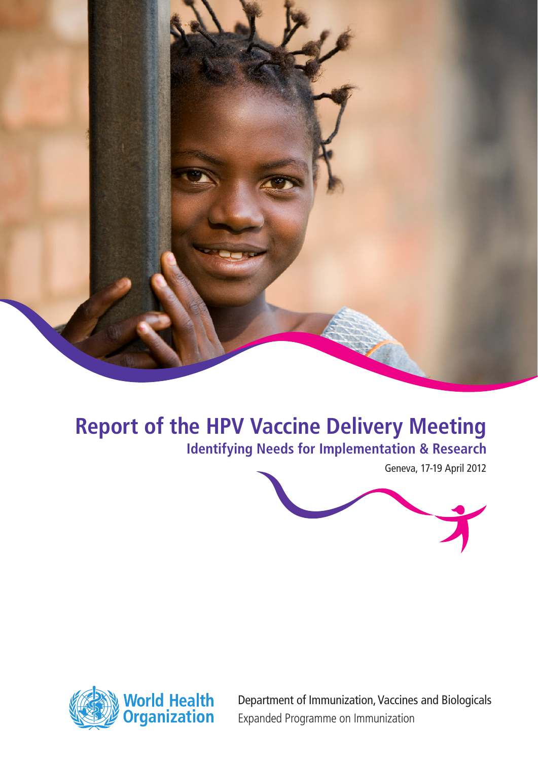# Report of the HPV Vaccine Delivery Meeting

## Identifying Needs for Implementation & Research

Geneva, 17-19 April 2012

World Health Organization

Department of Immunization, Vaccines and Biologicals
Expanded Programme on Immunization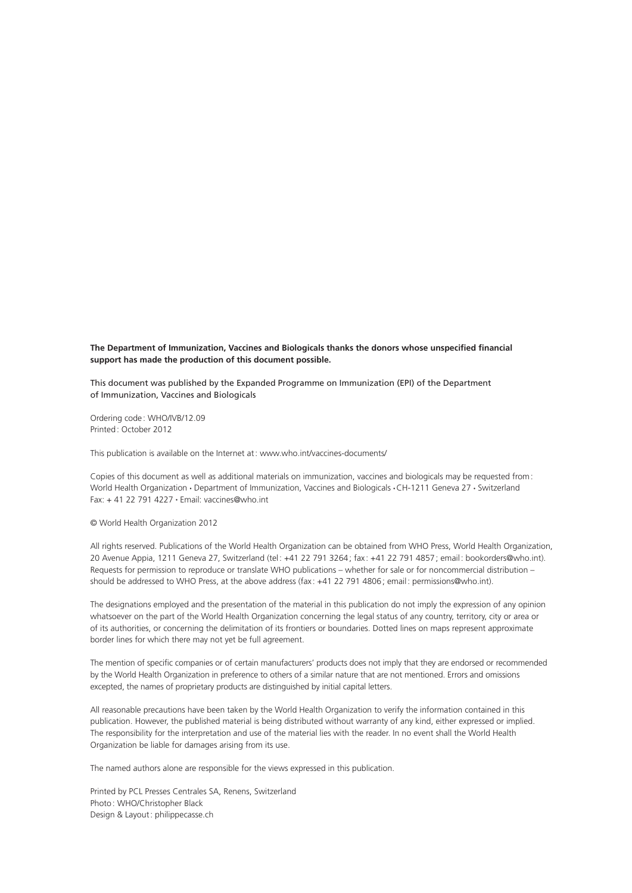**The Department of Immunization, Vaccines and Biologicals thanks the donors whose unspecified financial support has made the production of this document possible.**

This document was published by the Expanded Programme on Immunization (EPI) of the Department of Immunization, Vaccines and Biologicals

Ordering code: WHO/IVB/12.09
Printed: October 2012

This publication is available on the Internet at: www.who.int/vaccines-documents/

Copies of this document as well as additional materials on immunization, vaccines and biologicals may be requested from:
World Health Organization • Department of Immunization, Vaccines and Biologicals • CH-1211 Geneva 27 • Switzerland
Fax: + 41 22 791 4227 • Email: vaccines@who.int

© World Health Organization 2012

All rights reserved. Publications of the World Health Organization can be obtained from WHO Press, World Health Organization, 20 Avenue Appia, 1211 Geneva 27, Switzerland (tel: +41 22 791 3264; fax: +41 22 791 4857; email: bookorders@who.int). Requests for permission to reproduce or translate WHO publications – whether for sale or for noncommercial distribution – should be addressed to WHO Press, at the above address (fax: +41 22 791 4806; email: permissions@who.int).

The designations employed and the presentation of the material in this publication do not imply the expression of any opinion whatsoever on the part of the World Health Organization concerning the legal status of any country, territory, city or area or of its authorities, or concerning the delimitation of its frontiers or boundaries. Dotted lines on maps represent approximate border lines for which there may not yet be full agreement.

The mention of specific companies or of certain manufacturers' products does not imply that they are endorsed or recommended by the World Health Organization in preference to others of a similar nature that are not mentioned. Errors and omissions excepted, the names of proprietary products are distinguished by initial capital letters.

All reasonable precautions have been taken by the World Health Organization to verify the information contained in this publication. However, the published material is being distributed without warranty of any kind, either expressed or implied. The responsibility for the interpretation and use of the material lies with the reader. In no event shall the World Health Organization be liable for damages arising from its use.

The named authors alone are responsible for the views expressed in this publication.

Printed by PCL Presses Centrales SA, Renens, Switzerland
Photo: WHO/Christopher Black
Design & Layout: philippecasse.ch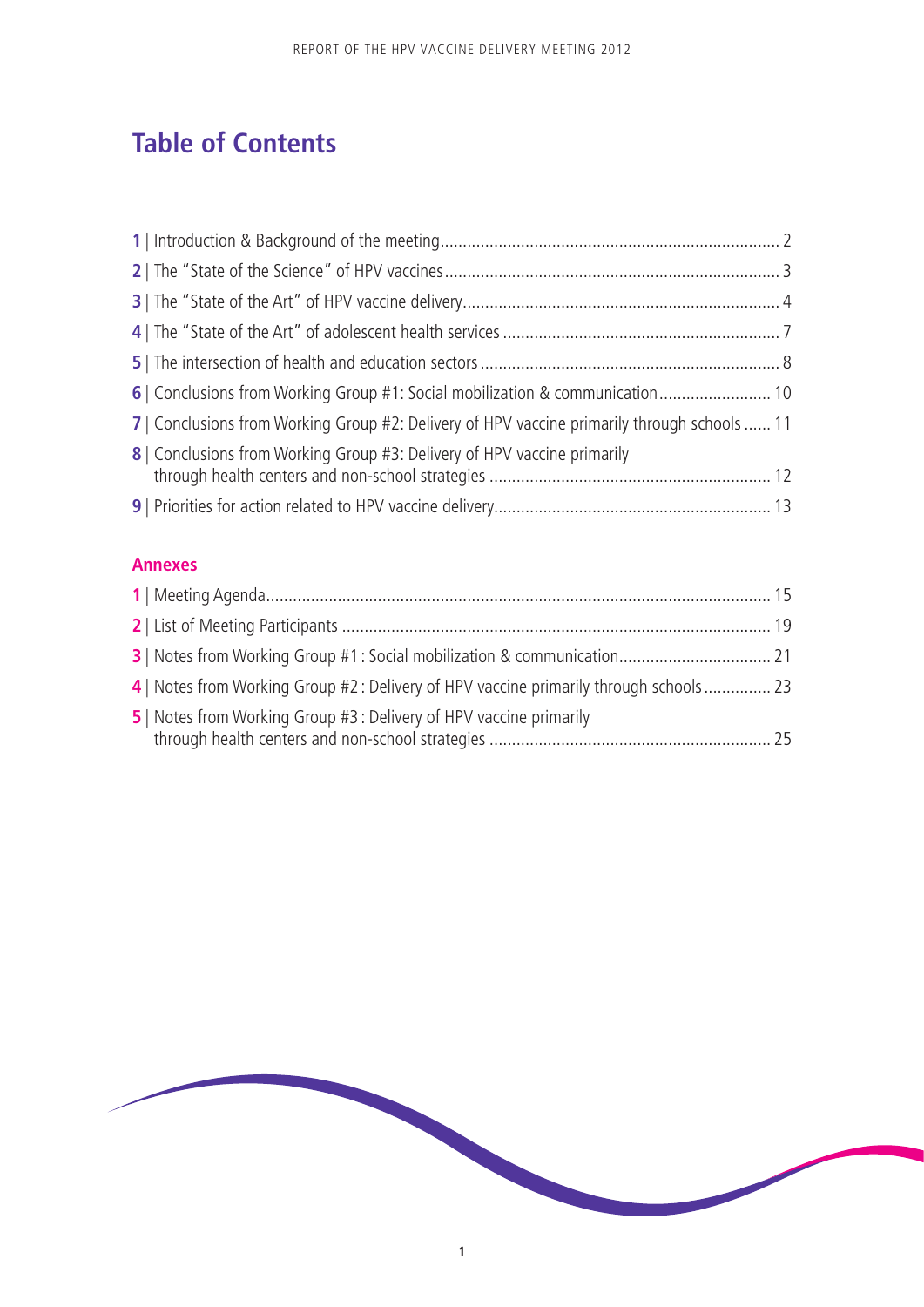# Table of Contents

1 | Introduction & Background of the meeting ........................................................................... 2

2 | The "State of the Science" of HPV vaccines ........................................................................... 3

3 | The "State of the Art" of HPV vaccine delivery ........................................................................ 4

4 | The "State of the Art" of adolescent health services ............................................................... 7

5 | The intersection of health and education sectors ..................................................................... 8

6 | Conclusions from Working Group #1: Social mobilization & communication .......................... 10

7 | Conclusions from Working Group #2: Delivery of HPV vaccine primarily through schools ...... 11

8 | Conclusions from Working Group #3: Delivery of HPV vaccine primarily through health centers and non-school strategies ............................................................... 12

9 | Priorities for action related to HPV vaccine delivery ............................................................. 13

## Annexes

1 | Meeting Agenda ................................................................................................................ 15

2 | List of Meeting Participants ................................................................................................ 19

3 | Notes from Working Group #1 : Social mobilization & communication .................................. 21

4 | Notes from Working Group #2 : Delivery of HPV vaccine primarily through schools ............... 23

5 | Notes from Working Group #3 : Delivery of HPV vaccine primarily through health centers and non-school strategies ............................................................... 25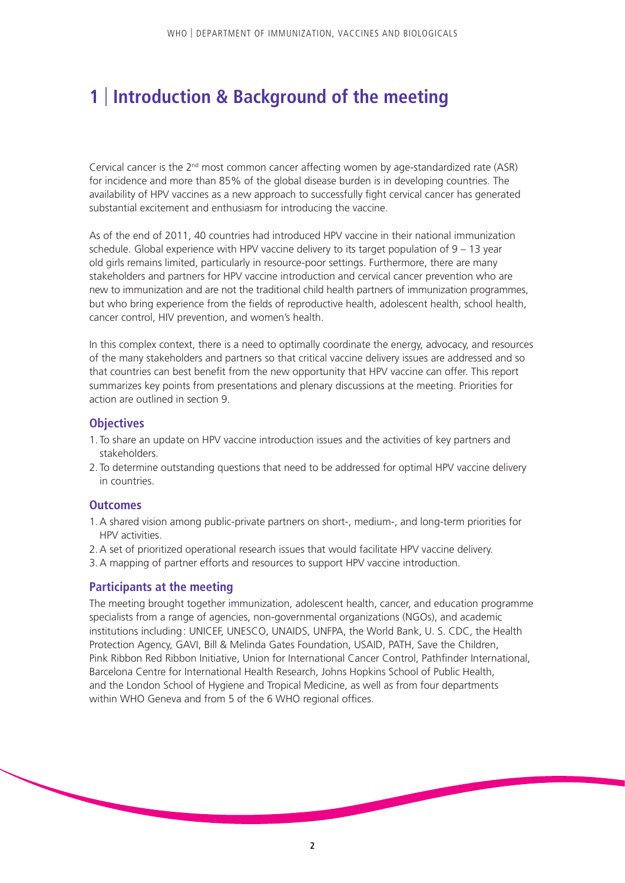# 1 | Introduction & Background of the meeting

Cervical cancer is the 2nd most common cancer affecting women by age-standardized rate (ASR) for incidence and more than 85% of the global disease burden is in developing countries. The availability of HPV vaccines as a new approach to successfully fight cervical cancer has generated substantial excitement and enthusiasm for introducing the vaccine.

As of the end of 2011, 40 countries had introduced HPV vaccine in their national immunization schedule. Global experience with HPV vaccine delivery to its target population of 9 – 13 year old girls remains limited, particularly in resource-poor settings. Furthermore, there are many stakeholders and partners for HPV vaccine introduction and cervical cancer prevention who are new to immunization and are not the traditional child health partners of immunization programmes, but who bring experience from the fields of reproductive health, adolescent health, school health, cancer control, HIV prevention, and women's health.

In this complex context, there is a need to optimally coordinate the energy, advocacy, and resources of the many stakeholders and partners so that critical vaccine delivery issues are addressed and so that countries can best benefit from the new opportunity that HPV vaccine can offer. This report summarizes key points from presentations and plenary discussions at the meeting. Priorities for action are outlined in section 9.

### Objectives

1. To share an update on HPV vaccine introduction issues and the activities of key partners and stakeholders.
2. To determine outstanding questions that need to be addressed for optimal HPV vaccine delivery in countries.

### Outcomes

1. A shared vision among public-private partners on short-, medium-, and long-term priorities for HPV activities.
2. A set of prioritized operational research issues that would facilitate HPV vaccine delivery.
3. A mapping of partner efforts and resources to support HPV vaccine introduction.

### Participants at the meeting

The meeting brought together immunization, adolescent health, cancer, and education programme specialists from a range of agencies, non-governmental organizations (NGOs), and academic institutions including: UNICEF, UNESCO, UNAIDS, UNFPA, the World Bank, U. S. CDC, the Health Protection Agency, GAVI, Bill & Melinda Gates Foundation, USAID, PATH, Save the Children, Pink Ribbon Red Ribbon Initiative, Union for International Cancer Control, Pathfinder International, Barcelona Centre for International Health Research, Johns Hopkins School of Public Health, and the London School of Hygiene and Tropical Medicine, as well as from four departments within WHO Geneva and from 5 of the 6 WHO regional offices.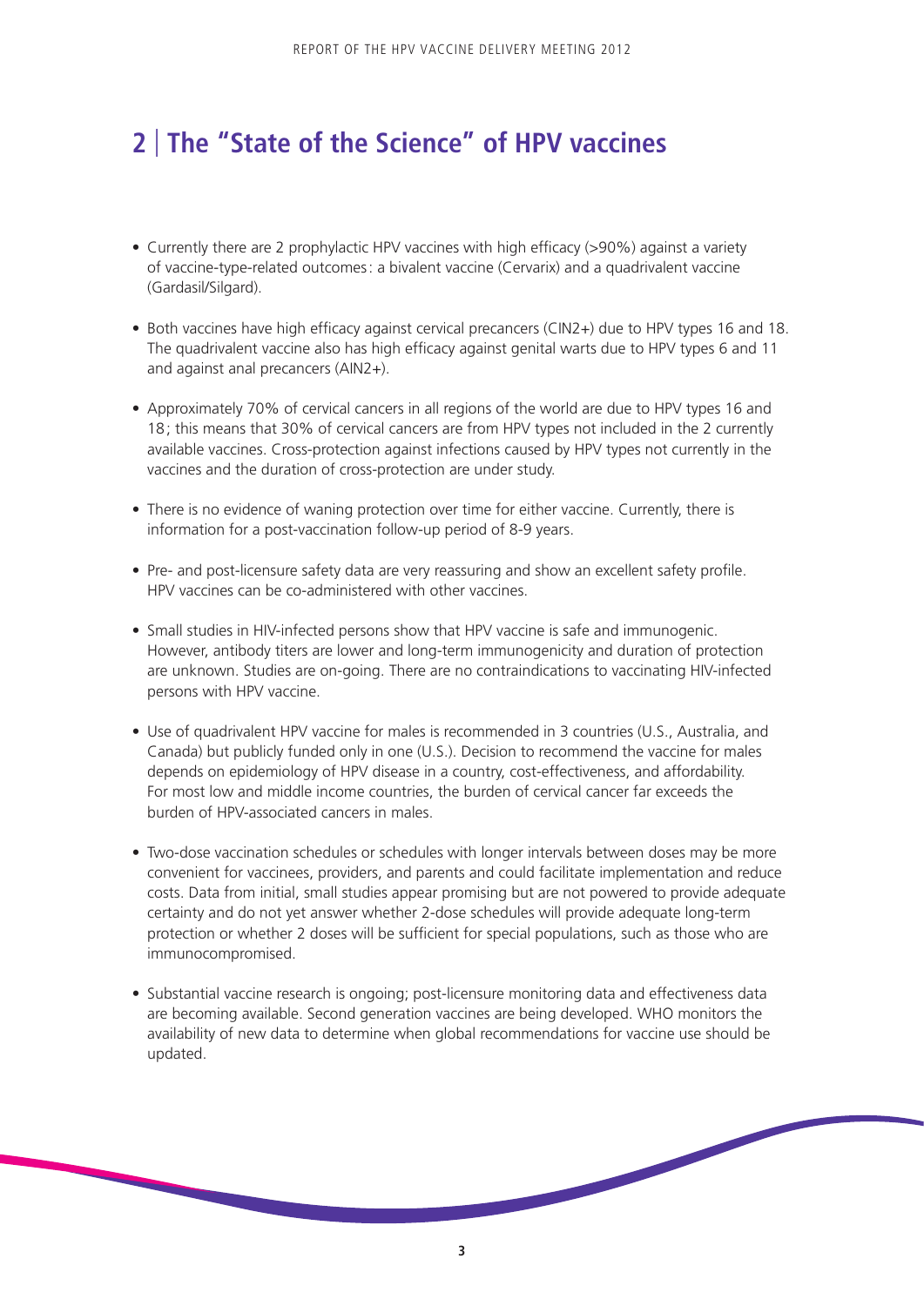## 2 | The "State of the Science" of HPV vaccines

- Currently there are 2 prophylactic HPV vaccines with high efficacy (>90%) against a variety of vaccine-type-related outcomes: a bivalent vaccine (Cervarix) and a quadrivalent vaccine (Gardasil/Silgard).
- Both vaccines have high efficacy against cervical precancers (CIN2+) due to HPV types 16 and 18. The quadrivalent vaccine also has high efficacy against genital warts due to HPV types 6 and 11 and against anal precancers (AIN2+).
- Approximately 70% of cervical cancers in all regions of the world are due to HPV types 16 and 18; this means that 30% of cervical cancers are from HPV types not included in the 2 currently available vaccines. Cross-protection against infections caused by HPV types not currently in the vaccines and the duration of cross-protection are under study.
- There is no evidence of waning protection over time for either vaccine. Currently, there is information for a post-vaccination follow-up period of 8-9 years.
- Pre- and post-licensure safety data are very reassuring and show an excellent safety profile. HPV vaccines can be co-administered with other vaccines.
- Small studies in HIV-infected persons show that HPV vaccine is safe and immunogenic. However, antibody titers are lower and long-term immunogenicity and duration of protection are unknown. Studies are on-going. There are no contraindications to vaccinating HIV-infected persons with HPV vaccine.
- Use of quadrivalent HPV vaccine for males is recommended in 3 countries (U.S., Australia, and Canada) but publicly funded only in one (U.S.). Decision to recommend the vaccine for males depends on epidemiology of HPV disease in a country, cost-effectiveness, and affordability. For most low and middle income countries, the burden of cervical cancer far exceeds the burden of HPV-associated cancers in males.
- Two-dose vaccination schedules or schedules with longer intervals between doses may be more convenient for vaccinees, providers, and parents and could facilitate implementation and reduce costs. Data from initial, small studies appear promising but are not powered to provide adequate certainty and do not yet answer whether 2-dose schedules will provide adequate long-term protection or whether 2 doses will be sufficient for special populations, such as those who are immunocompromised.
- Substantial vaccine research is ongoing; post-licensure monitoring data and effectiveness data are becoming available. Second generation vaccines are being developed. WHO monitors the availability of new data to determine when global recommendations for vaccine use should be updated.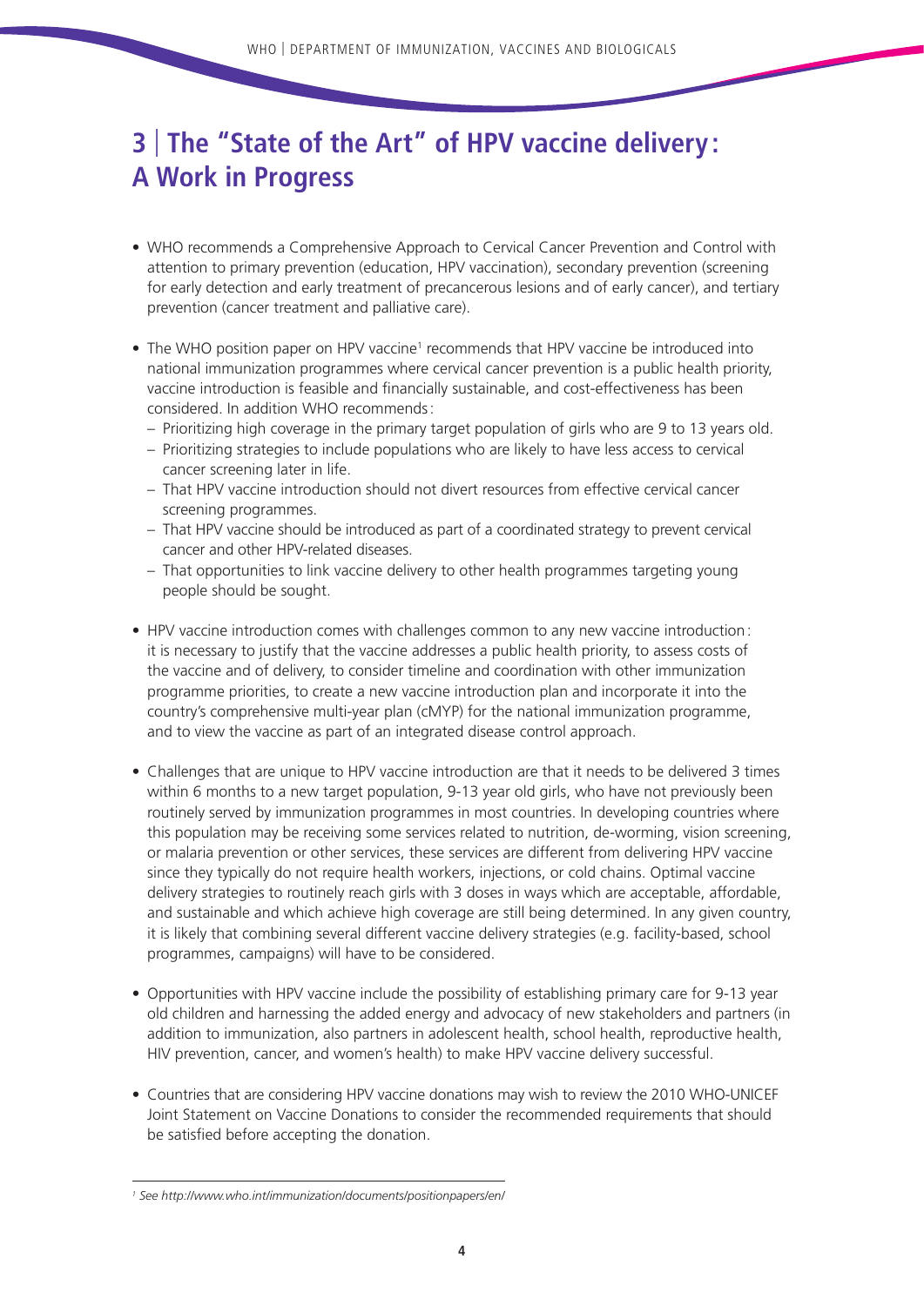# 3 | The "State of the Art" of HPV vaccine delivery: A Work in Progress

- WHO recommends a Comprehensive Approach to Cervical Cancer Prevention and Control with attention to primary prevention (education, HPV vaccination), secondary prevention (screening for early detection and early treatment of precancerous lesions and of early cancer), and tertiary prevention (cancer treatment and palliative care).

- The WHO position paper on HPV vaccine[1] recommends that HPV vaccine be introduced into national immunization programmes where cervical cancer prevention is a public health priority, vaccine introduction is feasible and financially sustainable, and cost-effectiveness has been considered. In addition WHO recommends:
  - Prioritizing high coverage in the primary target population of girls who are 9 to 13 years old.
  - Prioritizing strategies to include populations who are likely to have less access to cervical cancer screening later in life.
  - That HPV vaccine introduction should not divert resources from effective cervical cancer screening programmes.
  - That HPV vaccine should be introduced as part of a coordinated strategy to prevent cervical cancer and other HPV-related diseases.
  - That opportunities to link vaccine delivery to other health programmes targeting young people should be sought.

- HPV vaccine introduction comes with challenges common to any new vaccine introduction: it is necessary to justify that the vaccine addresses a public health priority, to assess costs of the vaccine and of delivery, to consider timeline and coordination with other immunization programme priorities, to create a new vaccine introduction plan and incorporate it into the country's comprehensive multi-year plan (cMYP) for the national immunization programme, and to view the vaccine as part of an integrated disease control approach.

- Challenges that are unique to HPV vaccine introduction are that it needs to be delivered 3 times within 6 months to a new target population, 9-13 year old girls, who have not previously been routinely served by immunization programmes in most countries. In developing countries where this population may be receiving some services related to nutrition, de-worming, vision screening, or malaria prevention or other services, these services are different from delivering HPV vaccine since they typically do not require health workers, injections, or cold chains. Optimal vaccine delivery strategies to routinely reach girls with 3 doses in ways which are acceptable, affordable, and sustainable and which achieve high coverage are still being determined. In any given country, it is likely that combining several different vaccine delivery strategies (e.g. facility-based, school programmes, campaigns) will have to be considered.

- Opportunities with HPV vaccine include the possibility of establishing primary care for 9-13 year old children and harnessing the added energy and advocacy of new stakeholders and partners (in addition to immunization, also partners in adolescent health, school health, reproductive health, HIV prevention, cancer, and women's health) to make HPV vaccine delivery successful.

- Countries that are considering HPV vaccine donations may wish to review the 2010 WHO-UNICEF Joint Statement on Vaccine Donations to consider the recommended requirements that should be satisfied before accepting the donation.

---

[1] *See http://www.who.int/immunization/documents/positionpapers/en/*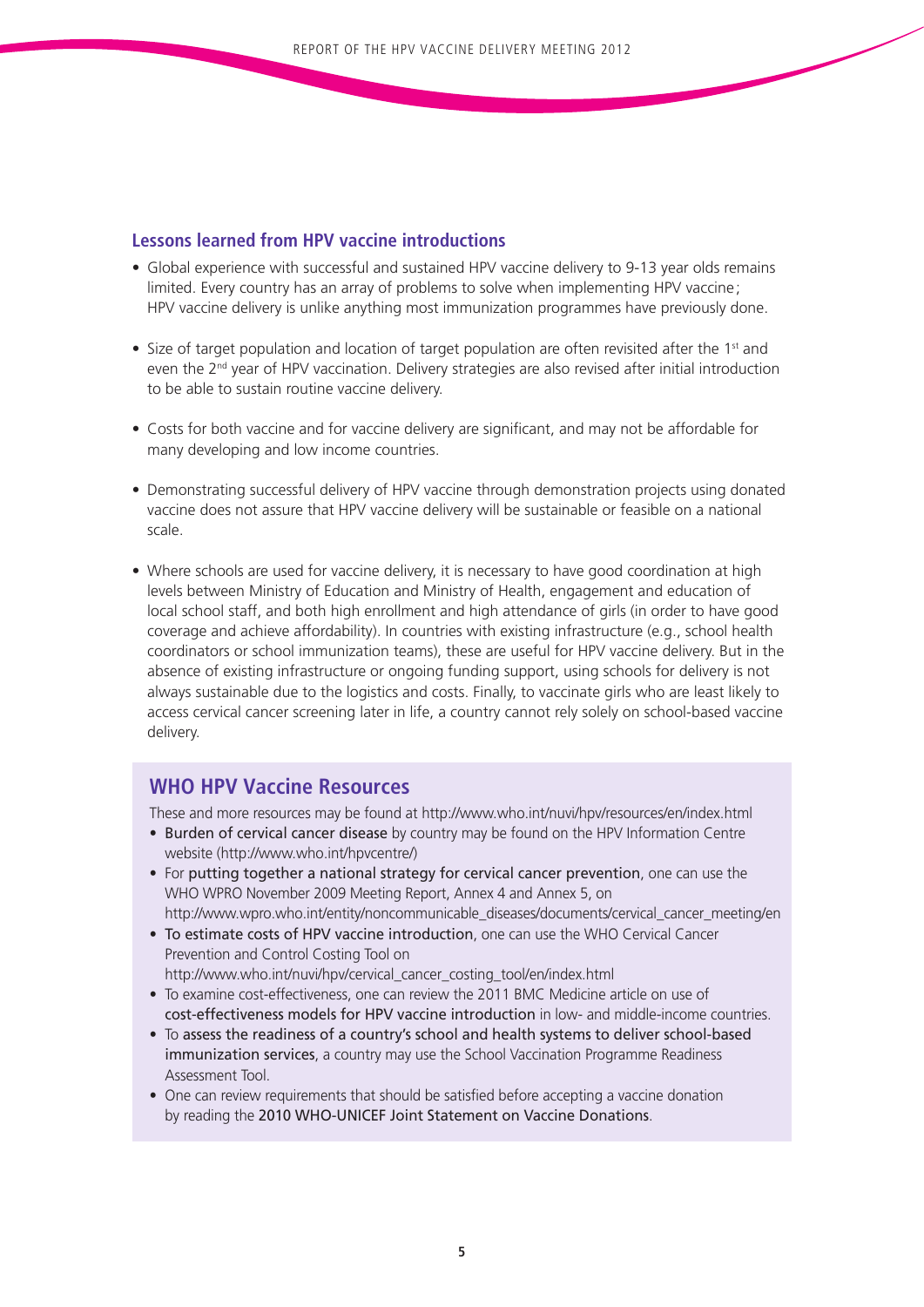### Lessons learned from HPV vaccine introductions

- Global experience with successful and sustained HPV vaccine delivery to 9-13 year olds remains limited. Every country has an array of problems to solve when implementing HPV vaccine; HPV vaccine delivery is unlike anything most immunization programmes have previously done.
- Size of target population and location of target population are often revisited after the 1st and even the 2nd year of HPV vaccination. Delivery strategies are also revised after initial introduction to be able to sustain routine vaccine delivery.
- Costs for both vaccine and for vaccine delivery are significant, and may not be affordable for many developing and low income countries.
- Demonstrating successful delivery of HPV vaccine through demonstration projects using donated vaccine does not assure that HPV vaccine delivery will be sustainable or feasible on a national scale.
- Where schools are used for vaccine delivery, it is necessary to have good coordination at high levels between Ministry of Education and Ministry of Health, engagement and education of local school staff, and both high enrollment and high attendance of girls (in order to have good coverage and achieve affordability). In countries with existing infrastructure (e.g., school health coordinators or school immunization teams), these are useful for HPV vaccine delivery. But in the absence of existing infrastructure or ongoing funding support, using schools for delivery is not always sustainable due to the logistics and costs. Finally, to vaccinate girls who are least likely to access cervical cancer screening later in life, a country cannot rely solely on school-based vaccine delivery.

## WHO HPV Vaccine Resources

These and more resources may be found at http://www.who.int/nuvi/hpv/resources/en/index.html

- **Burden of cervical cancer disease** by country may be found on the HPV Information Centre website (http://www.who.int/hpvcentre/)
- For **putting together a national strategy for cervical cancer prevention**, one can use the WHO WPRO November 2009 Meeting Report, Annex 4 and Annex 5, on http://www.wpro.who.int/entity/noncommunicable_diseases/documents/cervical_cancer_meeting/en
- **To estimate costs of HPV vaccine introduction**, one can use the WHO Cervical Cancer Prevention and Control Costing Tool on http://www.who.int/nuvi/hpv/cervical_cancer_costing_tool/en/index.html
- To examine cost-effectiveness, one can review the 2011 BMC Medicine article on use of **cost-effectiveness models for HPV vaccine introduction** in low- and middle-income countries.
- To **assess the readiness of a country's school and health systems to deliver school-based immunization services**, a country may use the School Vaccination Programme Readiness Assessment Tool.
- One can review requirements that should be satisfied before accepting a vaccine donation by reading the **2010 WHO-UNICEF Joint Statement on Vaccine Donations**.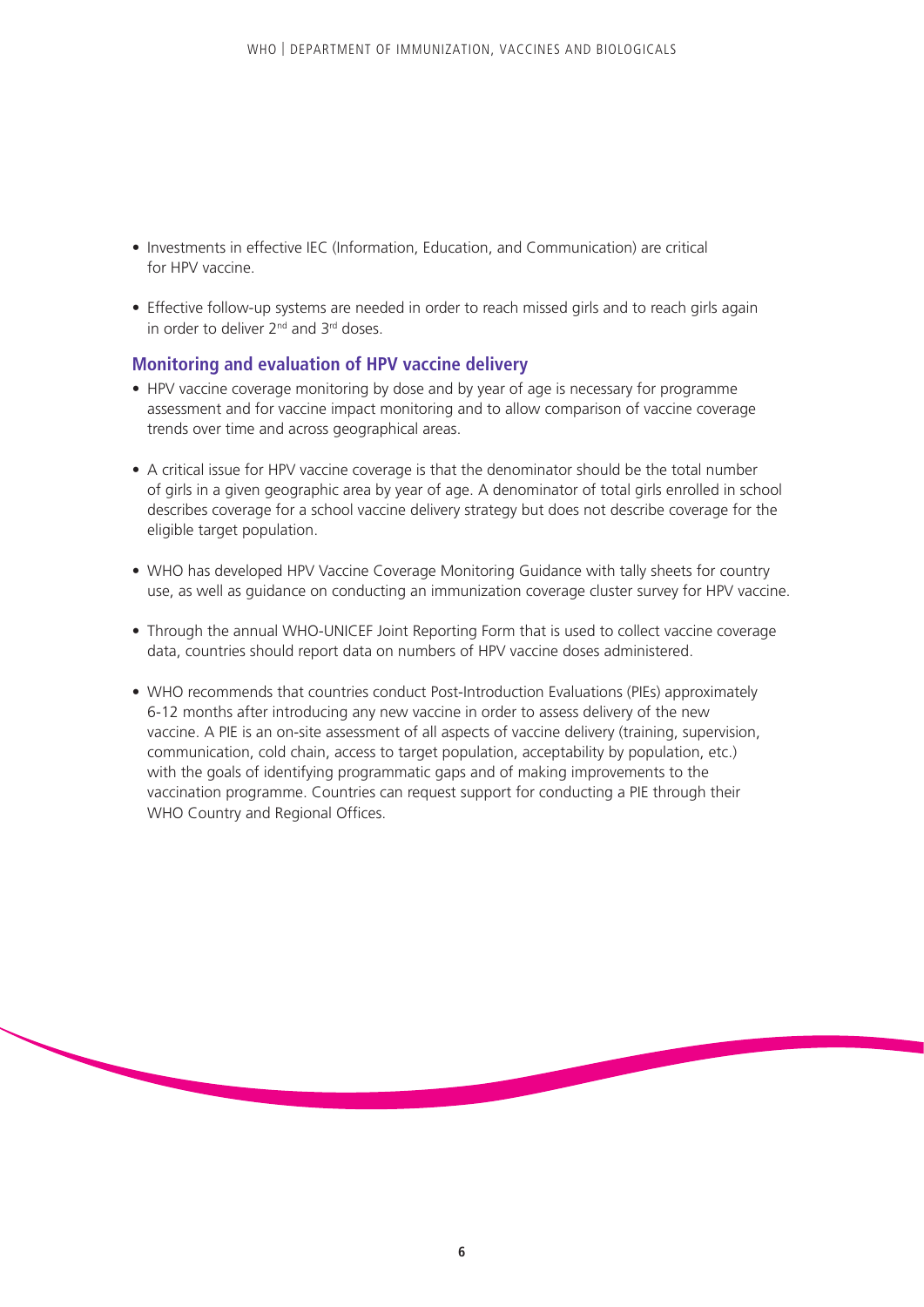- Investments in effective IEC (Information, Education, and Communication) are critical for HPV vaccine.

- Effective follow-up systems are needed in order to reach missed girls and to reach girls again in order to deliver 2nd and 3rd doses.

### Monitoring and evaluation of HPV vaccine delivery

- HPV vaccine coverage monitoring by dose and by year of age is necessary for programme assessment and for vaccine impact monitoring and to allow comparison of vaccine coverage trends over time and across geographical areas.

- A critical issue for HPV vaccine coverage is that the denominator should be the total number of girls in a given geographic area by year of age. A denominator of total girls enrolled in school describes coverage for a school vaccine delivery strategy but does not describe coverage for the eligible target population.

- WHO has developed HPV Vaccine Coverage Monitoring Guidance with tally sheets for country use, as well as guidance on conducting an immunization coverage cluster survey for HPV vaccine.

- Through the annual WHO-UNICEF Joint Reporting Form that is used to collect vaccine coverage data, countries should report data on numbers of HPV vaccine doses administered.

- WHO recommends that countries conduct Post-Introduction Evaluations (PIEs) approximately 6-12 months after introducing any new vaccine in order to assess delivery of the new vaccine. A PIE is an on-site assessment of all aspects of vaccine delivery (training, supervision, communication, cold chain, access to target population, acceptability by population, etc.) with the goals of identifying programmatic gaps and of making improvements to the vaccination programme. Countries can request support for conducting a PIE through their WHO Country and Regional Offices.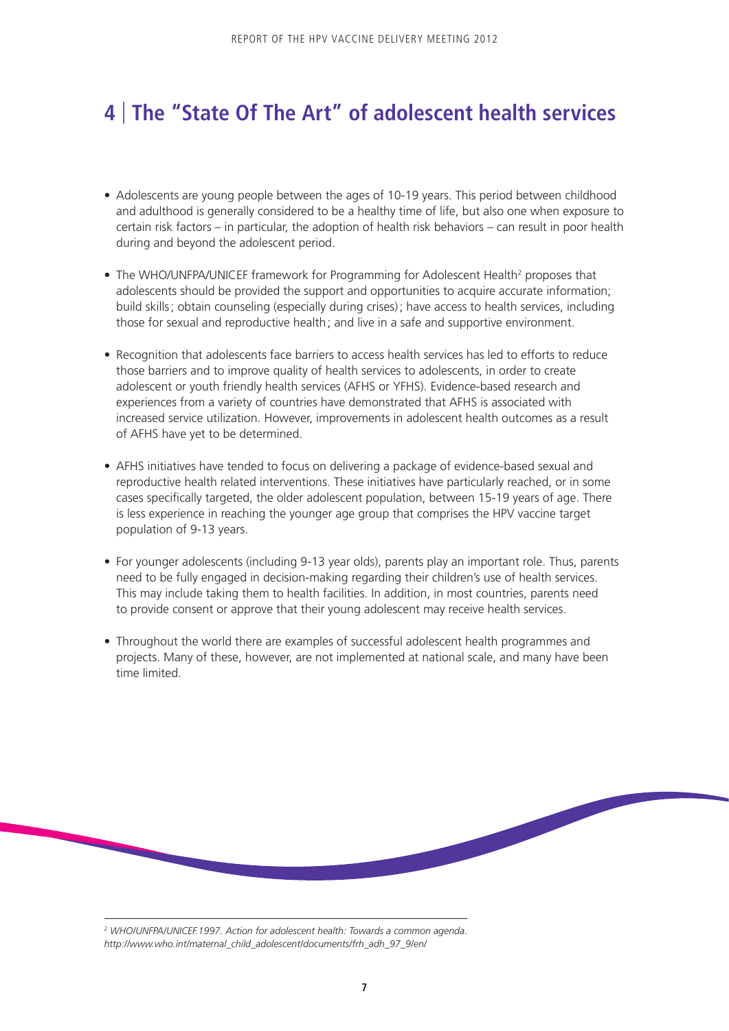# 4 | The "State Of The Art" of adolescent health services

- Adolescents are young people between the ages of 10-19 years. This period between childhood and adulthood is generally considered to be a healthy time of life, but also one when exposure to certain risk factors – in particular, the adoption of health risk behaviors – can result in poor health during and beyond the adolescent period.

- The WHO/UNFPA/UNICEF framework for Programming for Adolescent Health[2] proposes that adolescents should be provided the support and opportunities to acquire accurate information; build skills; obtain counseling (especially during crises); have access to health services, including those for sexual and reproductive health; and live in a safe and supportive environment.

- Recognition that adolescents face barriers to access health services has led to efforts to reduce those barriers and to improve quality of health services to adolescents, in order to create adolescent or youth friendly health services (AFHS or YFHS). Evidence-based research and experiences from a variety of countries have demonstrated that AFHS is associated with increased service utilization. However, improvements in adolescent health outcomes as a result of AFHS have yet to be determined.

- AFHS initiatives have tended to focus on delivering a package of evidence-based sexual and reproductive health related interventions. These initiatives have particularly reached, or in some cases specifically targeted, the older adolescent population, between 15-19 years of age. There is less experience in reaching the younger age group that comprises the HPV vaccine target population of 9-13 years.

- For younger adolescents (including 9-13 year olds), parents play an important role. Thus, parents need to be fully engaged in decision-making regarding their children's use of health services. This may include taking them to health facilities. In addition, in most countries, parents need to provide consent or approve that their young adolescent may receive health services.

- Throughout the world there are examples of successful adolescent health programmes and projects. Many of these, however, are not implemented at national scale, and many have been time limited.

---

[2] *WHO/UNFPA/UNICEF.1997. Action for adolescent health: Towards a common agenda. http://www.who.int/maternal_child_adolescent/documents/frh_adh_97_9/en/*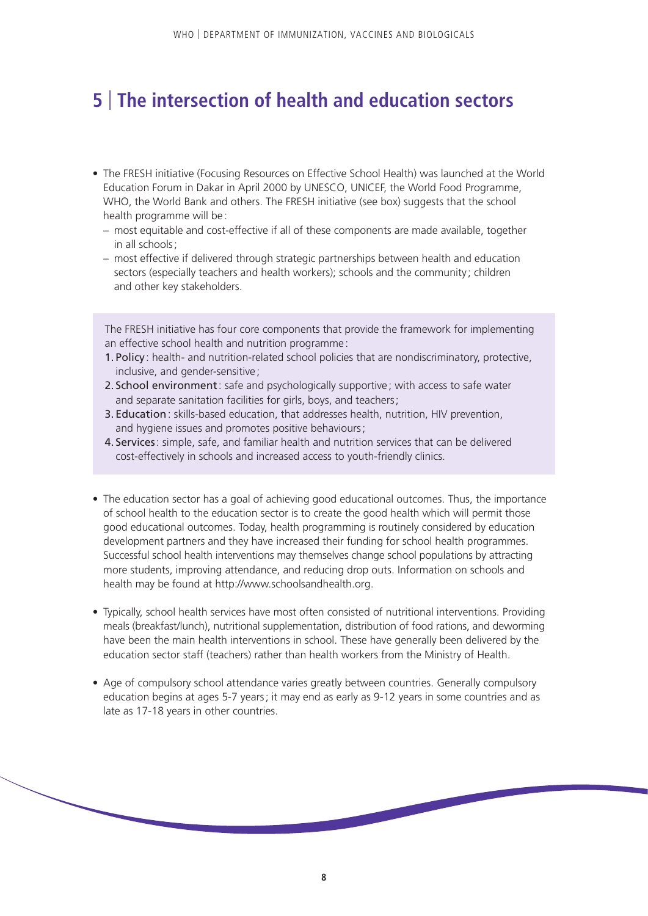# 5 | The intersection of health and education sectors

- The FRESH initiative (Focusing Resources on Effective School Health) was launched at the World Education Forum in Dakar in April 2000 by UNESCO, UNICEF, the World Food Programme, WHO, the World Bank and others. The FRESH initiative (see box) suggests that the school health programme will be:
  - most equitable and cost-effective if all of these components are made available, together in all schools;
  - most effective if delivered through strategic partnerships between health and education sectors (especially teachers and health workers); schools and the community; children and other key stakeholders.

> The FRESH initiative has four core components that provide the framework for implementing an effective school health and nutrition programme:
>
> 1. Policy: health- and nutrition-related school policies that are nondiscriminatory, protective, inclusive, and gender-sensitive;
> 2. School environment: safe and psychologically supportive; with access to safe water and separate sanitation facilities for girls, boys, and teachers;
> 3. Education: skills-based education, that addresses health, nutrition, HIV prevention, and hygiene issues and promotes positive behaviours;
> 4. Services: simple, safe, and familiar health and nutrition services that can be delivered cost-effectively in schools and increased access to youth-friendly clinics.

- The education sector has a goal of achieving good educational outcomes. Thus, the importance of school health to the education sector is to create the good health which will permit those good educational outcomes. Today, health programming is routinely considered by education development partners and they have increased their funding for school health programmes. Successful school health interventions may themselves change school populations by attracting more students, improving attendance, and reducing drop outs. Information on schools and health may be found at http://www.schoolsandhealth.org.

- Typically, school health services have most often consisted of nutritional interventions. Providing meals (breakfast/lunch), nutritional supplementation, distribution of food rations, and deworming have been the main health interventions in school. These have generally been delivered by the education sector staff (teachers) rather than health workers from the Ministry of Health.

- Age of compulsory school attendance varies greatly between countries. Generally compulsory education begins at ages 5-7 years; it may end as early as 9-12 years in some countries and as late as 17-18 years in other countries.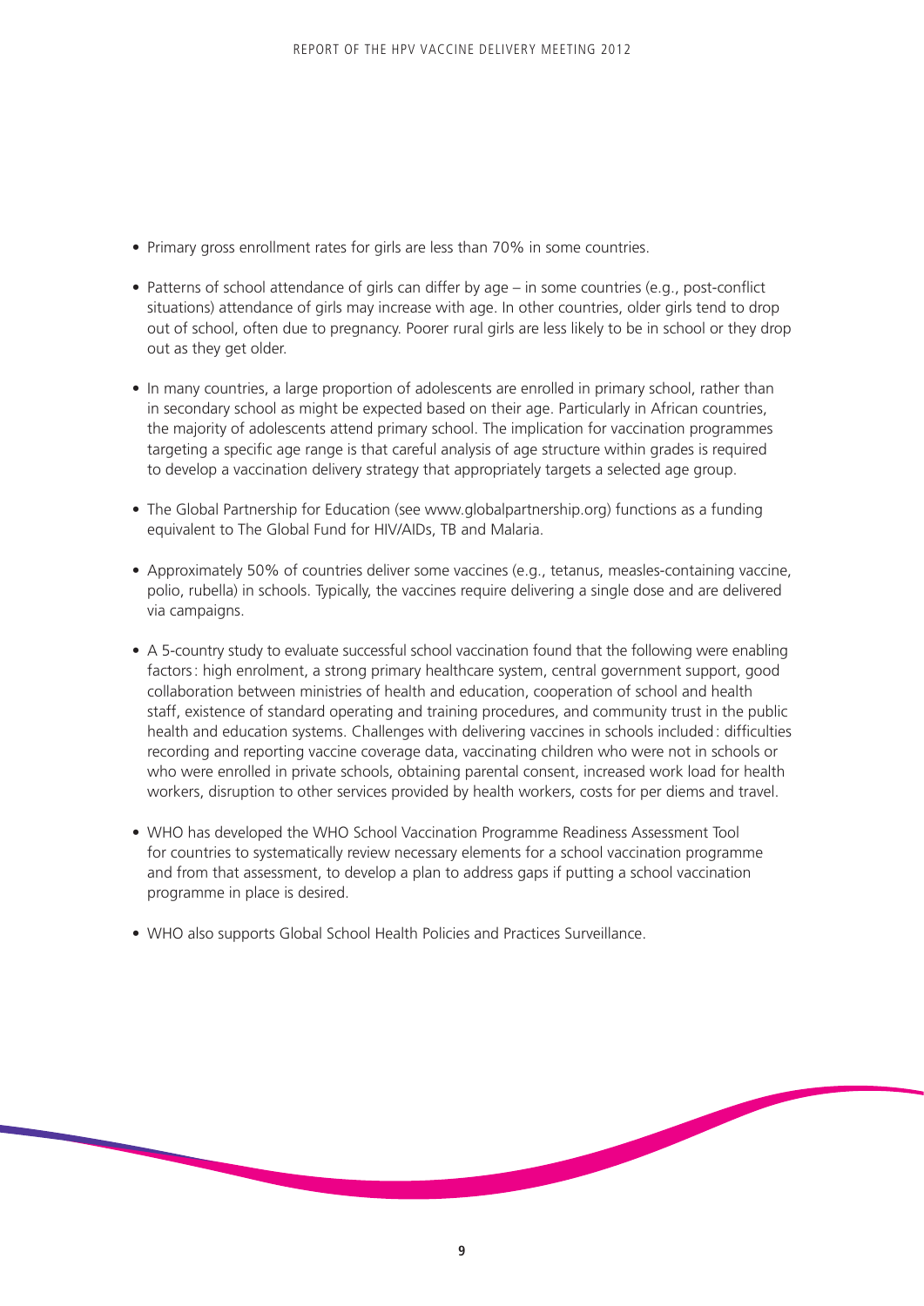- Primary gross enrollment rates for girls are less than 70% in some countries.

- Patterns of school attendance of girls can differ by age – in some countries (e.g., post-conflict situations) attendance of girls may increase with age. In other countries, older girls tend to drop out of school, often due to pregnancy. Poorer rural girls are less likely to be in school or they drop out as they get older.

- In many countries, a large proportion of adolescents are enrolled in primary school, rather than in secondary school as might be expected based on their age. Particularly in African countries, the majority of adolescents attend primary school. The implication for vaccination programmes targeting a specific age range is that careful analysis of age structure within grades is required to develop a vaccination delivery strategy that appropriately targets a selected age group.

- The Global Partnership for Education (see www.globalpartnership.org) functions as a funding equivalent to The Global Fund for HIV/AIDs, TB and Malaria.

- Approximately 50% of countries deliver some vaccines (e.g., tetanus, measles-containing vaccine, polio, rubella) in schools. Typically, the vaccines require delivering a single dose and are delivered via campaigns.

- A 5-country study to evaluate successful school vaccination found that the following were enabling factors: high enrolment, a strong primary healthcare system, central government support, good collaboration between ministries of health and education, cooperation of school and health staff, existence of standard operating and training procedures, and community trust in the public health and education systems. Challenges with delivering vaccines in schools included: difficulties recording and reporting vaccine coverage data, vaccinating children who were not in schools or who were enrolled in private schools, obtaining parental consent, increased work load for health workers, disruption to other services provided by health workers, costs for per diems and travel.

- WHO has developed the WHO School Vaccination Programme Readiness Assessment Tool for countries to systematically review necessary elements for a school vaccination programme and from that assessment, to develop a plan to address gaps if putting a school vaccination programme in place is desired.

- WHO also supports Global School Health Policies and Practices Surveillance.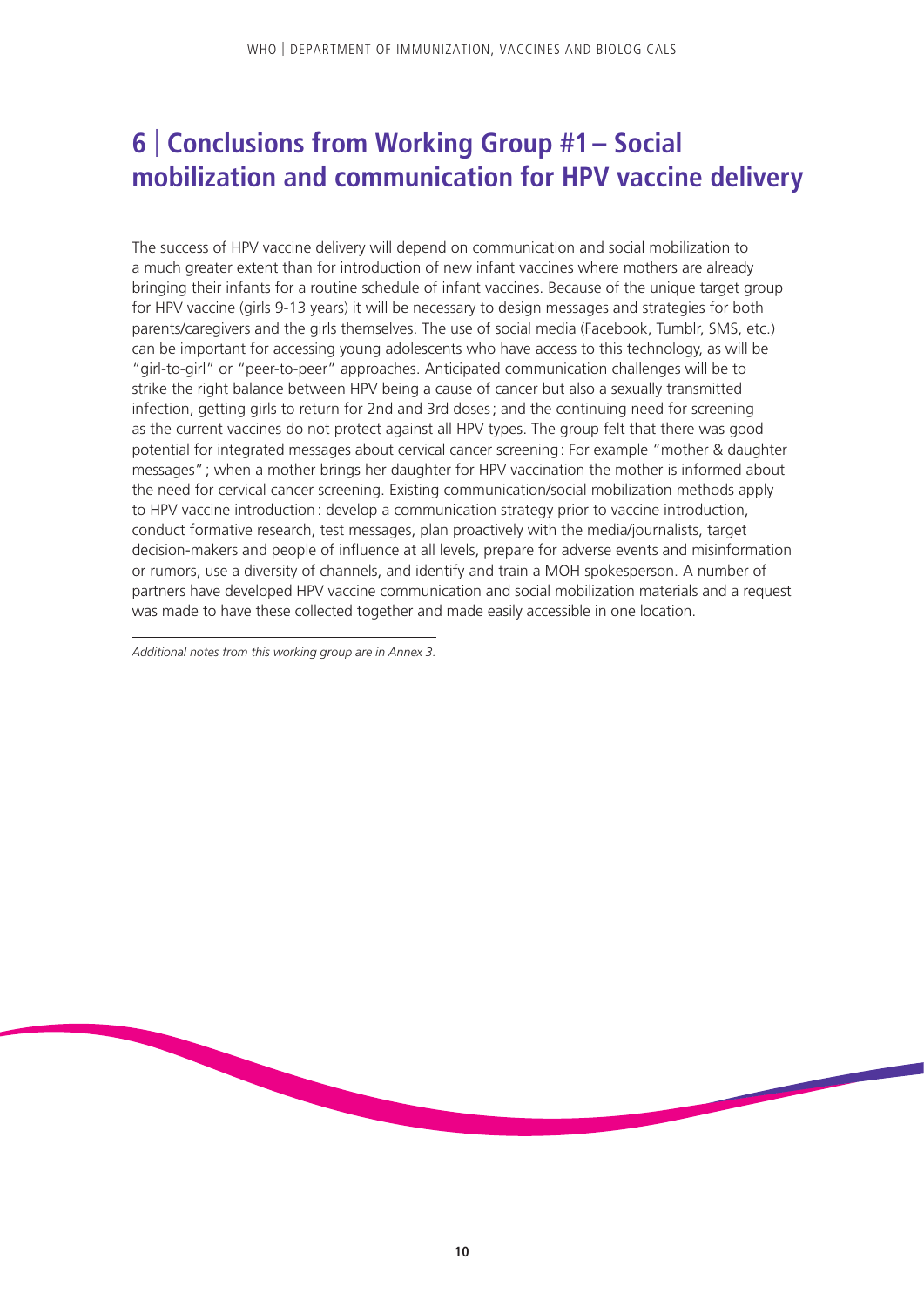# 6 | Conclusions from Working Group #1 – Social mobilization and communication for HPV vaccine delivery

The success of HPV vaccine delivery will depend on communication and social mobilization to a much greater extent than for introduction of new infant vaccines where mothers are already bringing their infants for a routine schedule of infant vaccines. Because of the unique target group for HPV vaccine (girls 9-13 years) it will be necessary to design messages and strategies for both parents/caregivers and the girls themselves. The use of social media (Facebook, Tumblr, SMS, etc.) can be important for accessing young adolescents who have access to this technology, as will be "girl-to-girl" or "peer-to-peer" approaches. Anticipated communication challenges will be to strike the right balance between HPV being a cause of cancer but also a sexually transmitted infection, getting girls to return for 2nd and 3rd doses; and the continuing need for screening as the current vaccines do not protect against all HPV types. The group felt that there was good potential for integrated messages about cervical cancer screening: For example "mother & daughter messages"; when a mother brings her daughter for HPV vaccination the mother is informed about the need for cervical cancer screening. Existing communication/social mobilization methods apply to HPV vaccine introduction: develop a communication strategy prior to vaccine introduction, conduct formative research, test messages, plan proactively with the media/journalists, target decision-makers and people of influence at all levels, prepare for adverse events and misinformation or rumors, use a diversity of channels, and identify and train a MOH spokesperson. A number of partners have developed HPV vaccine communication and social mobilization materials and a request was made to have these collected together and made easily accessible in one location.

---

*Additional notes from this working group are in Annex 3.*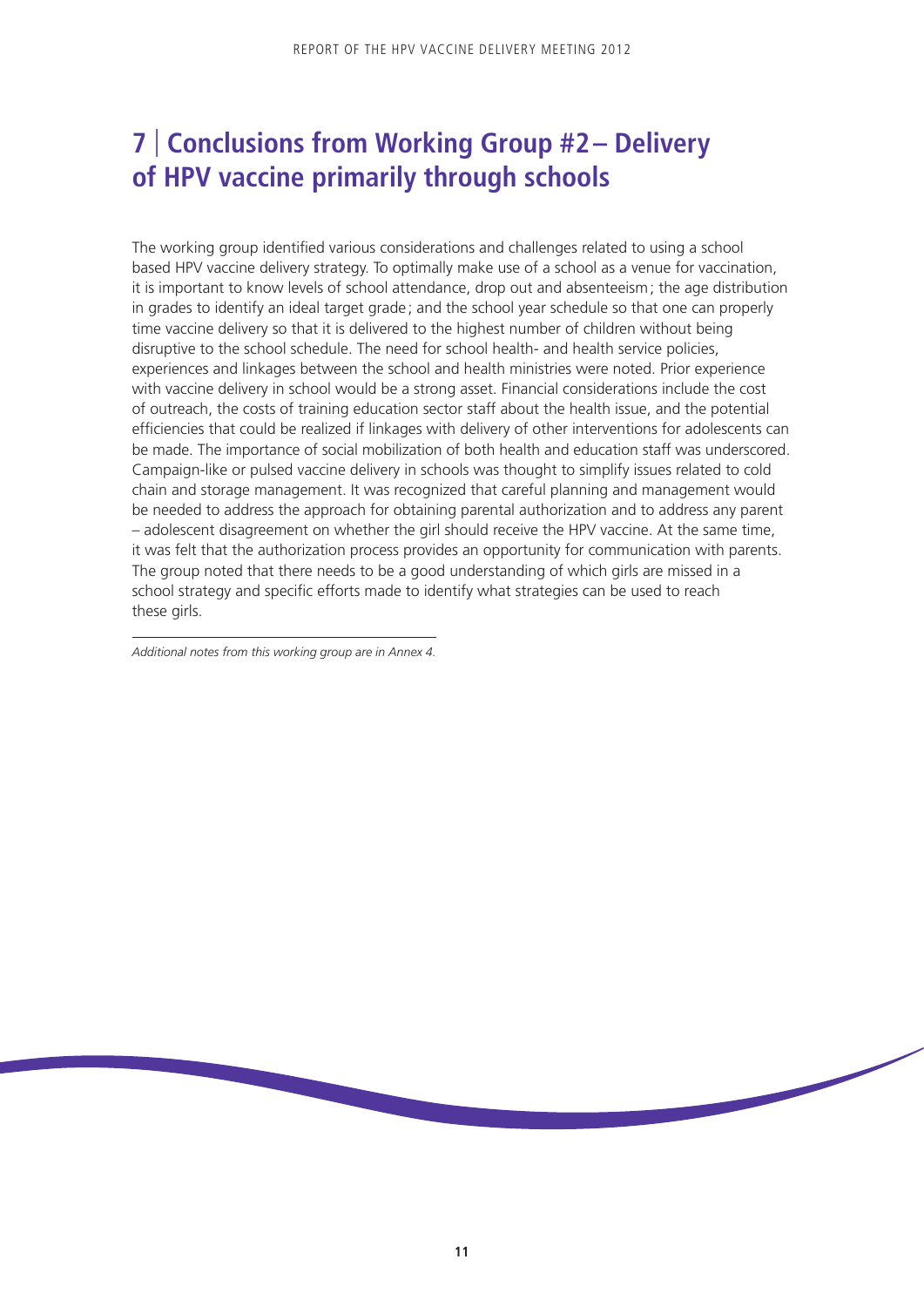# 7 | Conclusions from Working Group #2 – Delivery of HPV vaccine primarily through schools

The working group identified various considerations and challenges related to using a school based HPV vaccine delivery strategy. To optimally make use of a school as a venue for vaccination, it is important to know levels of school attendance, drop out and absenteeism; the age distribution in grades to identify an ideal target grade; and the school year schedule so that one can properly time vaccine delivery so that it is delivered to the highest number of children without being disruptive to the school schedule. The need for school health- and health service policies, experiences and linkages between the school and health ministries were noted. Prior experience with vaccine delivery in school would be a strong asset. Financial considerations include the cost of outreach, the costs of training education sector staff about the health issue, and the potential efficiencies that could be realized if linkages with delivery of other interventions for adolescents can be made. The importance of social mobilization of both health and education staff was underscored. Campaign-like or pulsed vaccine delivery in schools was thought to simplify issues related to cold chain and storage management. It was recognized that careful planning and management would be needed to address the approach for obtaining parental authorization and to address any parent – adolescent disagreement on whether the girl should receive the HPV vaccine. At the same time, it was felt that the authorization process provides an opportunity for communication with parents. The group noted that there needs to be a good understanding of which girls are missed in a school strategy and specific efforts made to identify what strategies can be used to reach these girls.

---

*Additional notes from this working group are in Annex 4.*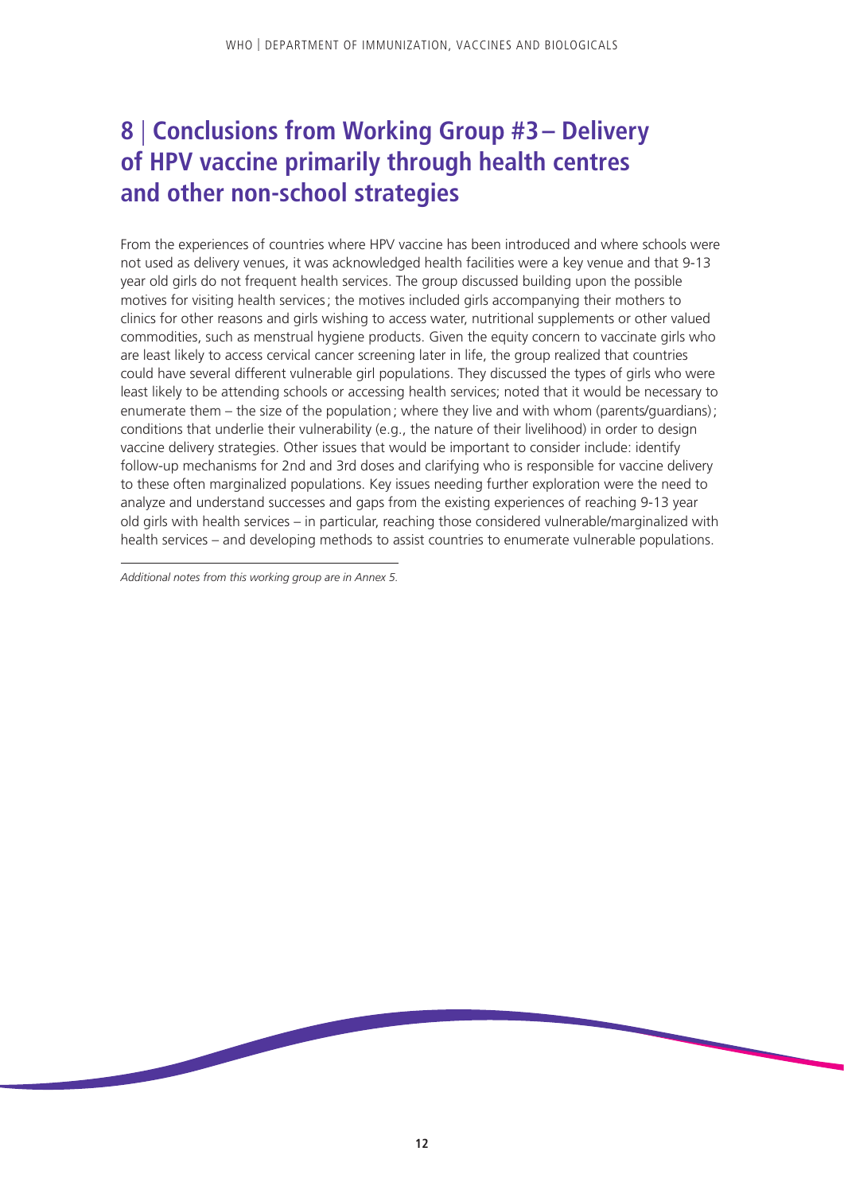# 8 | Conclusions from Working Group #3 – Delivery of HPV vaccine primarily through health centres and other non-school strategies

From the experiences of countries where HPV vaccine has been introduced and where schools were not used as delivery venues, it was acknowledged health facilities were a key venue and that 9-13 year old girls do not frequent health services. The group discussed building upon the possible motives for visiting health services; the motives included girls accompanying their mothers to clinics for other reasons and girls wishing to access water, nutritional supplements or other valued commodities, such as menstrual hygiene products. Given the equity concern to vaccinate girls who are least likely to access cervical cancer screening later in life, the group realized that countries could have several different vulnerable girl populations. They discussed the types of girls who were least likely to be attending schools or accessing health services; noted that it would be necessary to enumerate them – the size of the population; where they live and with whom (parents/guardians); conditions that underlie their vulnerability (e.g., the nature of their livelihood) in order to design vaccine delivery strategies. Other issues that would be important to consider include: identify follow-up mechanisms for 2nd and 3rd doses and clarifying who is responsible for vaccine delivery to these often marginalized populations. Key issues needing further exploration were the need to analyze and understand successes and gaps from the existing experiences of reaching 9-13 year old girls with health services – in particular, reaching those considered vulnerable/marginalized with health services – and developing methods to assist countries to enumerate vulnerable populations.

*Additional notes from this working group are in Annex 5.*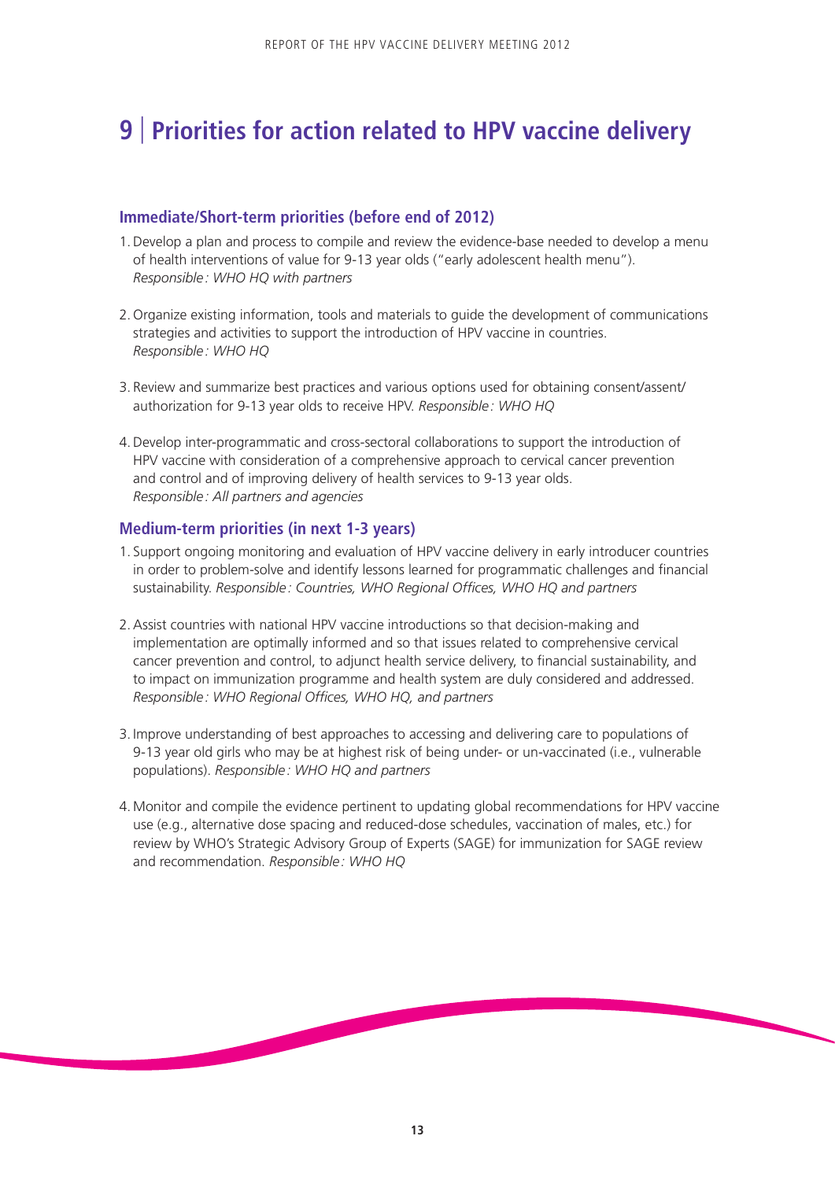# 9 | Priorities for action related to HPV vaccine delivery

## Immediate/Short-term priorities (before end of 2012)

1. Develop a plan and process to compile and review the evidence-base needed to develop a menu of health interventions of value for 9-13 year olds ("early adolescent health menu").
   *Responsible : WHO HQ with partners*

2. Organize existing information, tools and materials to guide the development of communications strategies and activities to support the introduction of HPV vaccine in countries.
   *Responsible : WHO HQ*

3. Review and summarize best practices and various options used for obtaining consent/assent/authorization for 9-13 year olds to receive HPV. *Responsible : WHO HQ*

4. Develop inter-programmatic and cross-sectoral collaborations to support the introduction of HPV vaccine with consideration of a comprehensive approach to cervical cancer prevention and control and of improving delivery of health services to 9-13 year olds.
   *Responsible : All partners and agencies*

## Medium-term priorities (in next 1-3 years)

1. Support ongoing monitoring and evaluation of HPV vaccine delivery in early introducer countries in order to problem-solve and identify lessons learned for programmatic challenges and financial sustainability. *Responsible : Countries, WHO Regional Offices, WHO HQ and partners*

2. Assist countries with national HPV vaccine introductions so that decision-making and implementation are optimally informed and so that issues related to comprehensive cervical cancer prevention and control, to adjunct health service delivery, to financial sustainability, and to impact on immunization programme and health system are duly considered and addressed.
   *Responsible : WHO Regional Offices, WHO HQ, and partners*

3. Improve understanding of best approaches to accessing and delivering care to populations of 9-13 year old girls who may be at highest risk of being under- or un-vaccinated (i.e., vulnerable populations). *Responsible : WHO HQ and partners*

4. Monitor and compile the evidence pertinent to updating global recommendations for HPV vaccine use (e.g., alternative dose spacing and reduced-dose schedules, vaccination of males, etc.) for review by WHO's Strategic Advisory Group of Experts (SAGE) for immunization for SAGE review and recommendation. *Responsible : WHO HQ*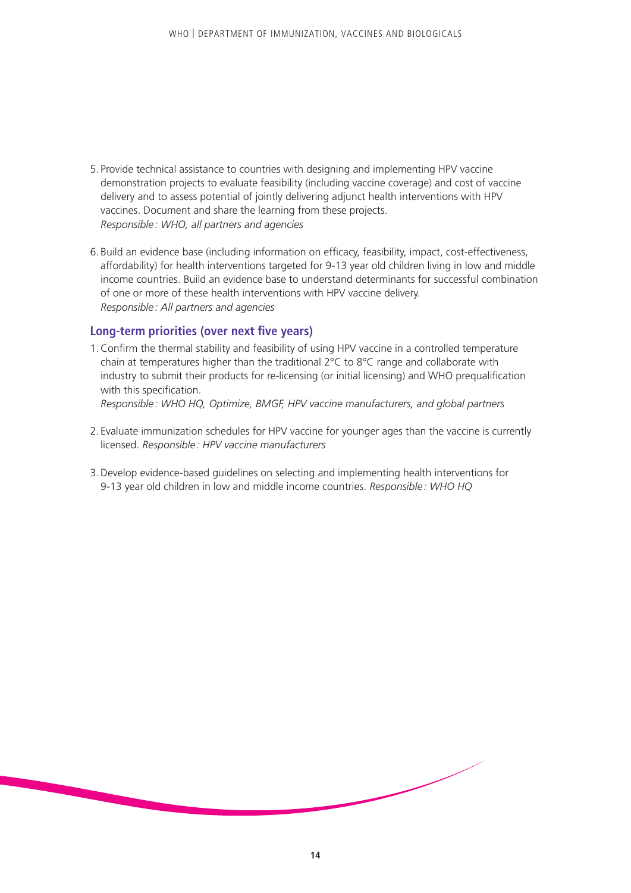5. Provide technical assistance to countries with designing and implementing HPV vaccine demonstration projects to evaluate feasibility (including vaccine coverage) and cost of vaccine delivery and to assess potential of jointly delivering adjunct health interventions with HPV vaccines. Document and share the learning from these projects.  
   *Responsible : WHO, all partners and agencies*

6. Build an evidence base (including information on efficacy, feasibility, impact, cost-effectiveness, affordability) for health interventions targeted for 9-13 year old children living in low and middle income countries. Build an evidence base to understand determinants for successful combination of one or more of these health interventions with HPV vaccine delivery.  
   *Responsible : All partners and agencies*

### Long-term priorities (over next five years)

1. Confirm the thermal stability and feasibility of using HPV vaccine in a controlled temperature chain at temperatures higher than the traditional 2°C to 8°C range and collaborate with industry to submit their products for re-licensing (or initial licensing) and WHO prequalification with this specification.  
   *Responsible : WHO HQ, Optimize, BMGF, HPV vaccine manufacturers, and global partners*

2. Evaluate immunization schedules for HPV vaccine for younger ages than the vaccine is currently licensed. *Responsible : HPV vaccine manufacturers*

3. Develop evidence-based guidelines on selecting and implementing health interventions for 9-13 year old children in low and middle income countries. *Responsible : WHO HQ*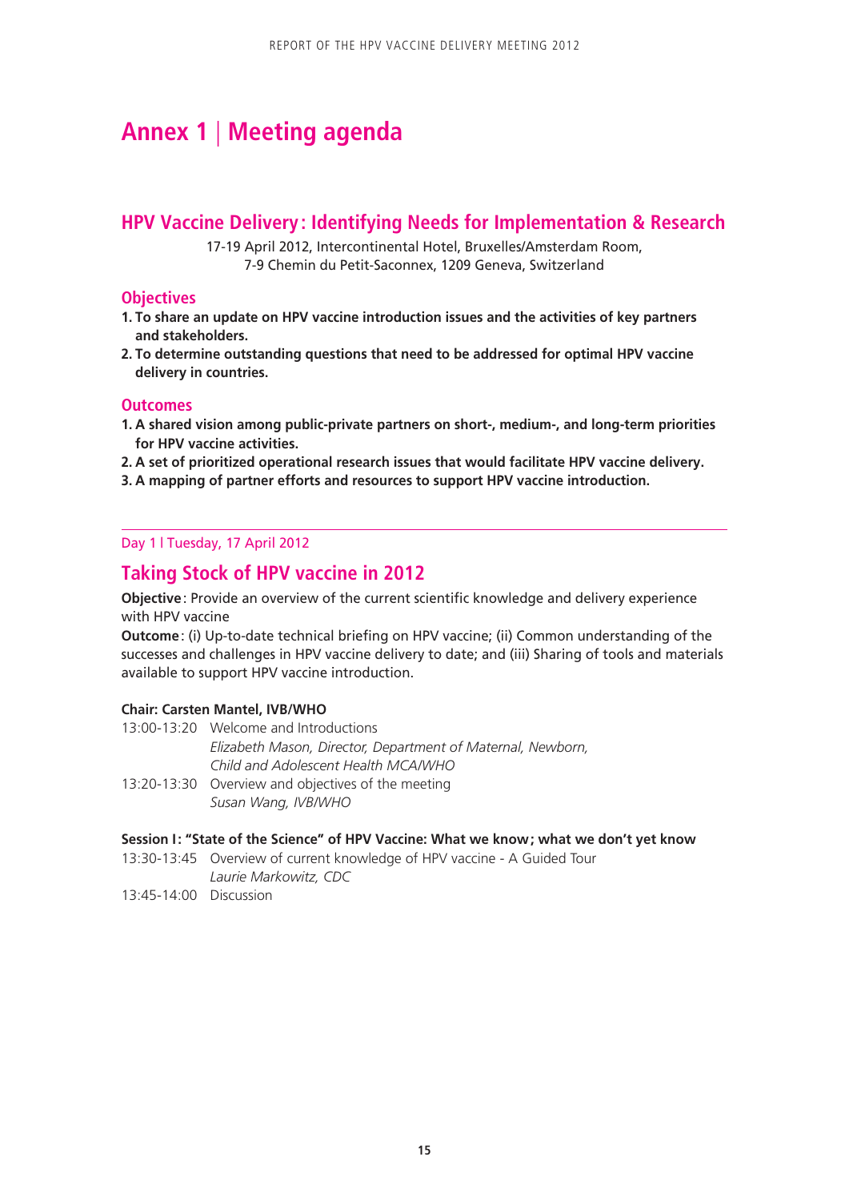# Annex 1 | Meeting agenda

## HPV Vaccine Delivery: Identifying Needs for Implementation & Research

17-19 April 2012, Intercontinental Hotel, Bruxelles/Amsterdam Room, 7-9 Chemin du Petit-Saconnex, 1209 Geneva, Switzerland

### Objectives

1. **To share an update on HPV vaccine introduction issues and the activities of key partners and stakeholders.**
2. **To determine outstanding questions that need to be addressed for optimal HPV vaccine delivery in countries.**

### Outcomes

1. **A shared vision among public-private partners on short-, medium-, and long-term priorities for HPV vaccine activities.**
2. **A set of prioritized operational research issues that would facilitate HPV vaccine delivery.**
3. **A mapping of partner efforts and resources to support HPV vaccine introduction.**

---

Day 1 l Tuesday, 17 April 2012

## Taking Stock of HPV vaccine in 2012

**Objective**: Provide an overview of the current scientific knowledge and delivery experience with HPV vaccine

**Outcome**: (i) Up-to-date technical briefing on HPV vaccine; (ii) Common understanding of the successes and challenges in HPV vaccine delivery to date; and (iii) Sharing of tools and materials available to support HPV vaccine introduction.

**Chair: Carsten Mantel, IVB/WHO**

13:00-13:20 Welcome and Introductions
*Elizabeth Mason, Director, Department of Maternal, Newborn, Child and Adolescent Health MCA/WHO*

13:20-13:30 Overview and objectives of the meeting
*Susan Wang, IVB/WHO*

**Session I: "State of the Science" of HPV Vaccine: What we know; what we don't yet know**

13:30-13:45 Overview of current knowledge of HPV vaccine - A Guided Tour
*Laurie Markowitz, CDC*

13:45-14:00 Discussion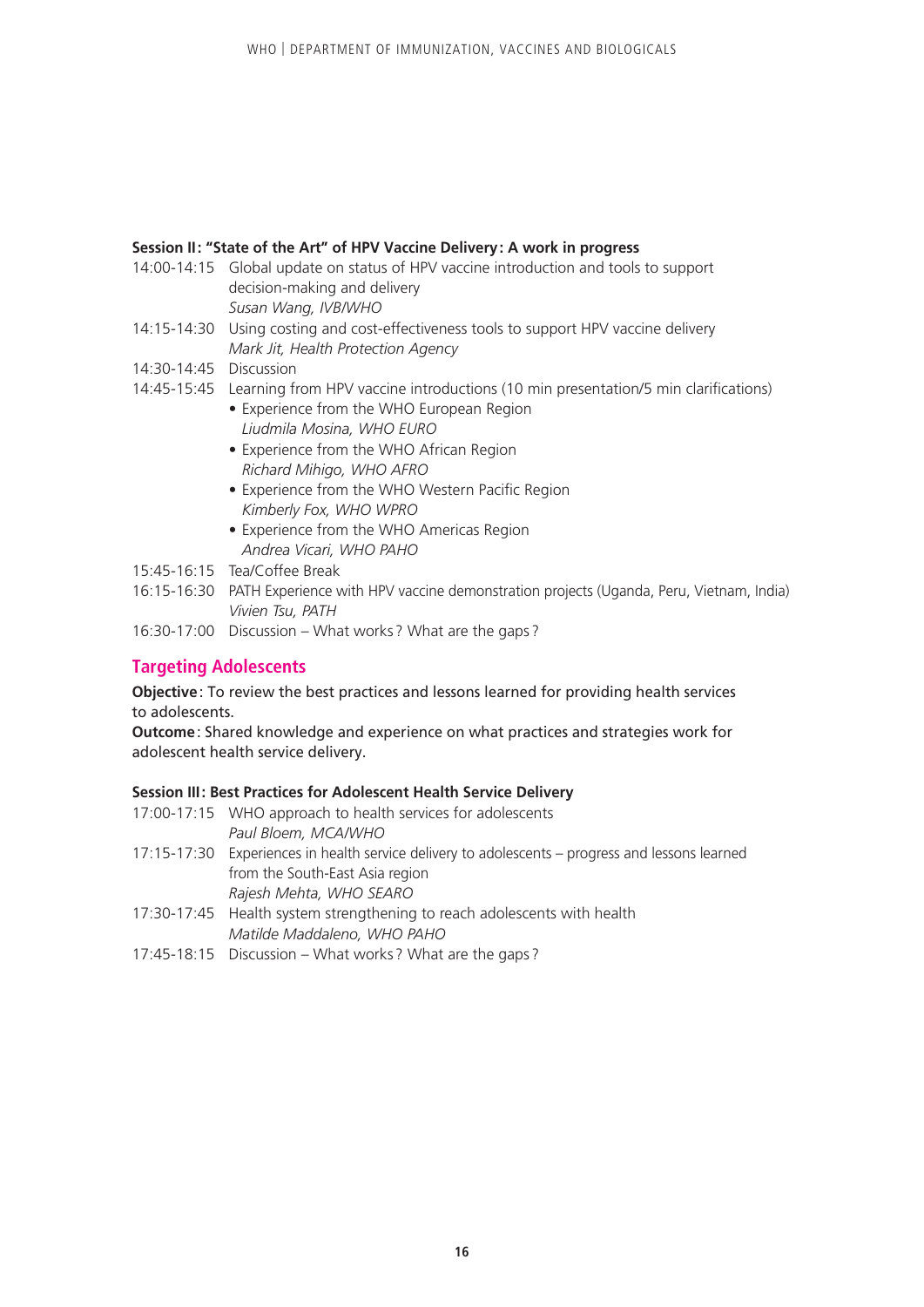**Session II: "State of the Art" of HPV Vaccine Delivery: A work in progress**

14:00-14:15 Global update on status of HPV vaccine introduction and tools to support decision-making and delivery
*Susan Wang, IVB/WHO*

14:15-14:30 Using costing and cost-effectiveness tools to support HPV vaccine delivery
*Mark Jit, Health Protection Agency*

14:30-14:45 Discussion

14:45-15:45 Learning from HPV vaccine introductions (10 min presentation/5 min clarifications)

- Experience from the WHO European Region
  *Liudmila Mosina, WHO EURO*
- Experience from the WHO African Region
  *Richard Mihigo, WHO AFRO*
- Experience from the WHO Western Pacific Region
  *Kimberly Fox, WHO WPRO*
- Experience from the WHO Americas Region
  *Andrea Vicari, WHO PAHO*

15:45-16:15 Tea/Coffee Break

16:15-16:30 PATH Experience with HPV vaccine demonstration projects (Uganda, Peru, Vietnam, India)
*Vivien Tsu, PATH*

16:30-17:00 Discussion – What works? What are the gaps?

## Targeting Adolescents

**Objective**: To review the best practices and lessons learned for providing health services to adolescents.

**Outcome**: Shared knowledge and experience on what practices and strategies work for adolescent health service delivery.

**Session III: Best Practices for Adolescent Health Service Delivery**

17:00-17:15 WHO approach to health services for adolescents
*Paul Bloem, MCA/WHO*

17:15-17:30 Experiences in health service delivery to adolescents – progress and lessons learned from the South-East Asia region
*Rajesh Mehta, WHO SEARO*

17:30-17:45 Health system strengthening to reach adolescents with health
*Matilde Maddaleno, WHO PAHO*

17:45-18:15 Discussion – What works? What are the gaps?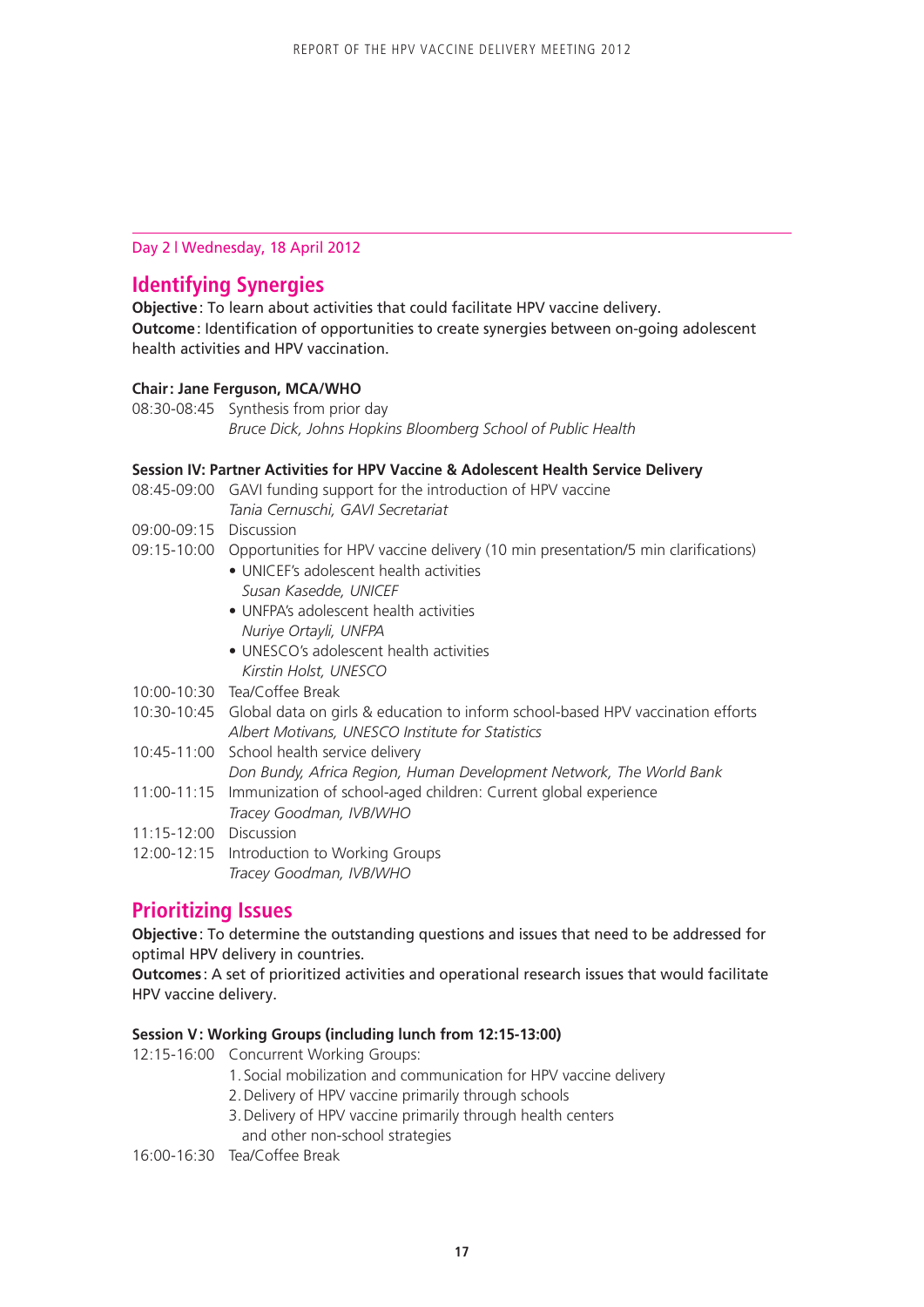Day 2 | Wednesday, 18 April 2012

## Identifying Synergies

**Objective**: To learn about activities that could facilitate HPV vaccine delivery.
**Outcome**: Identification of opportunities to create synergies between on-going adolescent health activities and HPV vaccination.

**Chair: Jane Ferguson, MCA/WHO**

08:30-08:45 Synthesis from prior day
*Bruce Dick, Johns Hopkins Bloomberg School of Public Health*

**Session IV: Partner Activities for HPV Vaccine & Adolescent Health Service Delivery**

08:45-09:00 GAVI funding support for the introduction of HPV vaccine
*Tania Cernuschi, GAVI Secretariat*

09:00-09:15 Discussion

09:15-10:00 Opportunities for HPV vaccine delivery (10 min presentation/5 min clarifications)

- UNICEF's adolescent health activities
  *Susan Kasedde, UNICEF*
- UNFPA's adolescent health activities
  *Nuriye Ortayli, UNFPA*
- UNESCO's adolescent health activities
  *Kirstin Holst, UNESCO*

10:00-10:30 Tea/Coffee Break

10:30-10:45 Global data on girls & education to inform school-based HPV vaccination efforts
*Albert Motivans, UNESCO Institute for Statistics*

10:45-11:00 School health service delivery
*Don Bundy, Africa Region, Human Development Network, The World Bank*

11:00-11:15 Immunization of school-aged children: Current global experience
*Tracey Goodman, IVB/WHO*

11:15-12:00 Discussion

12:00-12:15 Introduction to Working Groups
*Tracey Goodman, IVB/WHO*

## Prioritizing Issues

**Objective**: To determine the outstanding questions and issues that need to be addressed for optimal HPV delivery in countries.
**Outcomes**: A set of prioritized activities and operational research issues that would facilitate HPV vaccine delivery.

**Session V: Working Groups (including lunch from 12:15-13:00)**

12:15-16:00 Concurrent Working Groups:

1. Social mobilization and communication for HPV vaccine delivery
2. Delivery of HPV vaccine primarily through schools
3. Delivery of HPV vaccine primarily through health centers and other non-school strategies

16:00-16:30 Tea/Coffee Break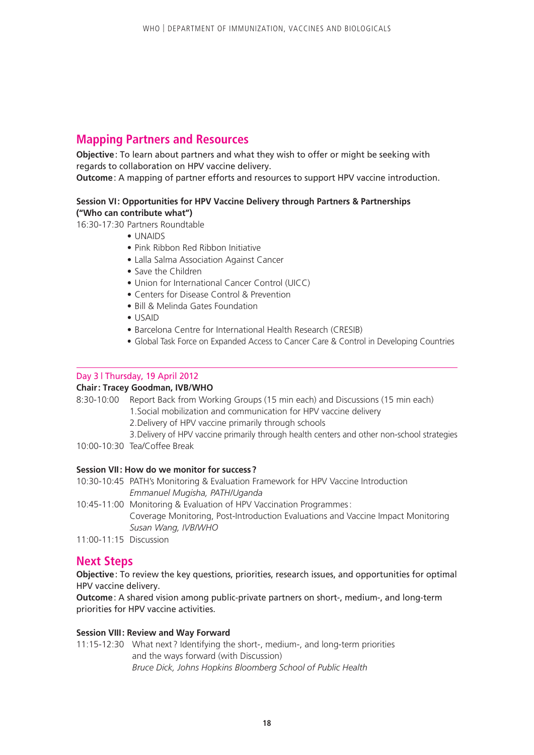## Mapping Partners and Resources

**Objective**: To learn about partners and what they wish to offer or might be seeking with regards to collaboration on HPV vaccine delivery.
**Outcome**: A mapping of partner efforts and resources to support HPV vaccine introduction.

**Session VI: Opportunities for HPV Vaccine Delivery through Partners & Partnerships ("Who can contribute what")**

16:30-17:30 Partners Roundtable

- UNAIDS
- Pink Ribbon Red Ribbon Initiative
- Lalla Salma Association Against Cancer
- Save the Children
- Union for International Cancer Control (UICC)
- Centers for Disease Control & Prevention
- Bill & Melinda Gates Foundation
- USAID
- Barcelona Centre for International Health Research (CRESIB)
- Global Task Force on Expanded Access to Cancer Care & Control in Developing Countries

---

Day 3 l Thursday, 19 April 2012

**Chair: Tracey Goodman, IVB/WHO**

8:30-10:00 Report Back from Working Groups (15 min each) and Discussions (15 min each)
1. Social mobilization and communication for HPV vaccine delivery
2. Delivery of HPV vaccine primarily through schools
3. Delivery of HPV vaccine primarily through health centers and other non-school strategies

10:00-10:30 Tea/Coffee Break

**Session VII: How do we monitor for success?**

10:30-10:45 PATH's Monitoring & Evaluation Framework for HPV Vaccine Introduction
*Emmanuel Mugisha, PATH/Uganda*

10:45-11:00 Monitoring & Evaluation of HPV Vaccination Programmes: Coverage Monitoring, Post-Introduction Evaluations and Vaccine Impact Monitoring
*Susan Wang, IVB/WHO*

11:00-11:15 Discussion

## Next Steps

**Objective**: To review the key questions, priorities, research issues, and opportunities for optimal HPV vaccine delivery.
**Outcome**: A shared vision among public-private partners on short-, medium-, and long-term priorities for HPV vaccine activities.

**Session VIII: Review and Way Forward**

11:15-12:30 What next? Identifying the short-, medium-, and long-term priorities and the ways forward (with Discussion)
*Bruce Dick, Johns Hopkins Bloomberg School of Public Health*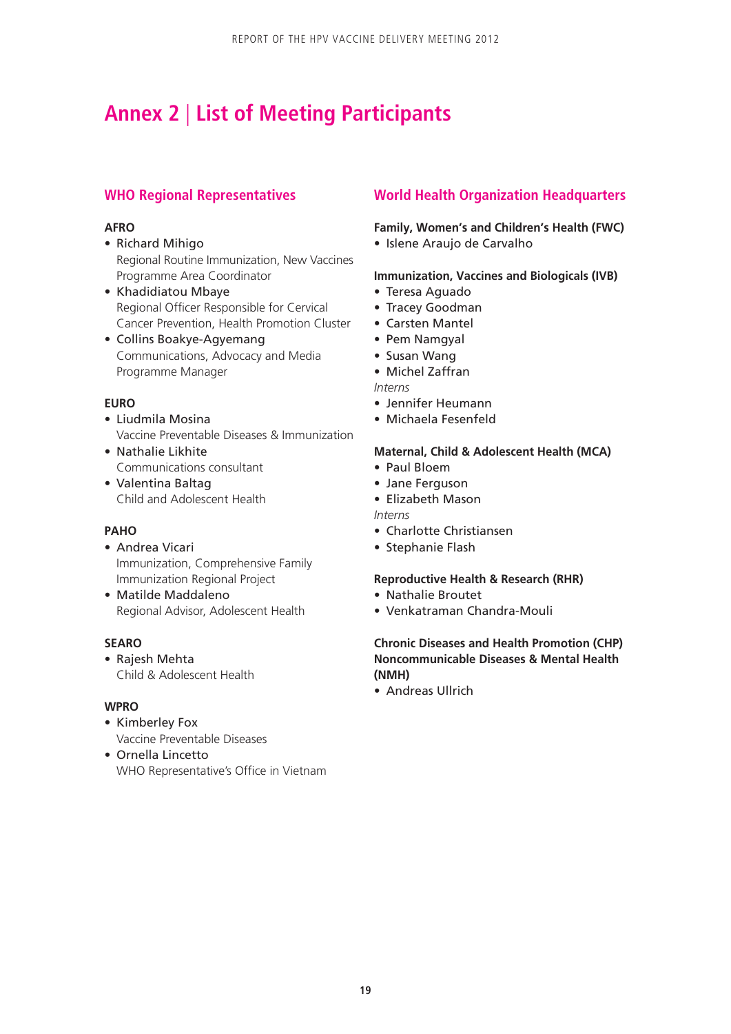# Annex 2 | List of Meeting Participants

## WHO Regional Representatives

**AFRO**

- Richard Mihigo
  Regional Routine Immunization, New Vaccines Programme Area Coordinator
- Khadidiatou Mbaye
  Regional Officer Responsible for Cervical Cancer Prevention, Health Promotion Cluster
- Collins Boakye-Agyemang
  Communications, Advocacy and Media Programme Manager

**EURO**

- Liudmila Mosina
  Vaccine Preventable Diseases & Immunization
- Nathalie Likhite
  Communications consultant
- Valentina Baltag
  Child and Adolescent Health

**PAHO**

- Andrea Vicari
  Immunization, Comprehensive Family Immunization Regional Project
- Matilde Maddaleno
  Regional Advisor, Adolescent Health

**SEARO**

- Rajesh Mehta
  Child & Adolescent Health

**WPRO**

- Kimberley Fox
  Vaccine Preventable Diseases
- Ornella Lincetto
  WHO Representative's Office in Vietnam

## World Health Organization Headquarters

**Family, Women's and Children's Health (FWC)**

- Islene Araujo de Carvalho

**Immunization, Vaccines and Biologicals (IVB)**

- Teresa Aguado
- Tracey Goodman
- Carsten Mantel
- Pem Namgyal
- Susan Wang
- Michel Zaffran

*Interns*

- Jennifer Heumann
- Michaela Fesenfeld

**Maternal, Child & Adolescent Health (MCA)**

- Paul Bloem
- Jane Ferguson
- Elizabeth Mason

*Interns*

- Charlotte Christiansen
- Stephanie Flash

**Reproductive Health & Research (RHR)**

- Nathalie Broutet
- Venkatraman Chandra-Mouli

**Chronic Diseases and Health Promotion (CHP) Noncommunicable Diseases & Mental Health (NMH)**

- Andreas Ullrich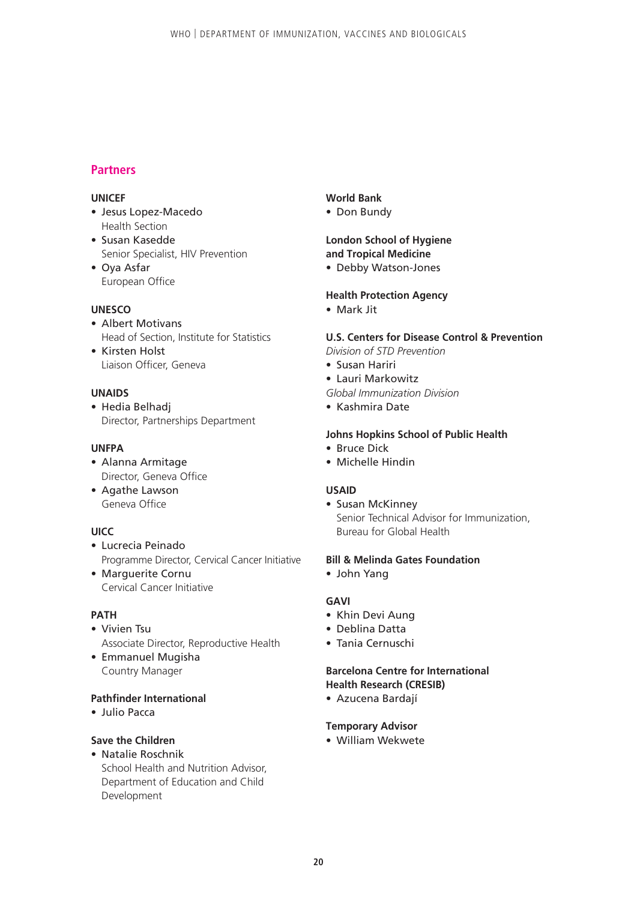## Partners

**UNICEF**
- Jesus Lopez-Macedo
  Health Section
- Susan Kasedde
  Senior Specialist, HIV Prevention
- Oya Asfar
  European Office

**UNESCO**
- Albert Motivans
  Head of Section, Institute for Statistics
- Kirsten Holst
  Liaison Officer, Geneva

**UNAIDS**
- Hedia Belhadj
  Director, Partnerships Department

**UNFPA**
- Alanna Armitage
  Director, Geneva Office
- Agathe Lawson
  Geneva Office

**UICC**
- Lucrecia Peinado
  Programme Director, Cervical Cancer Initiative
- Marguerite Cornu
  Cervical Cancer Initiative

**PATH**
- Vivien Tsu
  Associate Director, Reproductive Health
- Emmanuel Mugisha
  Country Manager

**Pathfinder International**
- Julio Pacca

**Save the Children**
- Natalie Roschnik
  School Health and Nutrition Advisor, Department of Education and Child Development

**World Bank**
- Don Bundy

**London School of Hygiene and Tropical Medicine**
- Debby Watson-Jones

**Health Protection Agency**
- Mark Jit

**U.S. Centers for Disease Control & Prevention**

*Division of STD Prevention*
- Susan Hariri
- Lauri Markowitz

*Global Immunization Division*
- Kashmira Date

**Johns Hopkins School of Public Health**
- Bruce Dick
- Michelle Hindin

**USAID**
- Susan McKinney
  Senior Technical Advisor for Immunization, Bureau for Global Health

**Bill & Melinda Gates Foundation**
- John Yang

**GAVI**
- Khin Devi Aung
- Deblina Datta
- Tania Cernuschi

**Barcelona Centre for International Health Research (CRESIB)**
- Azucena Bardají

**Temporary Advisor**
- William Wekwete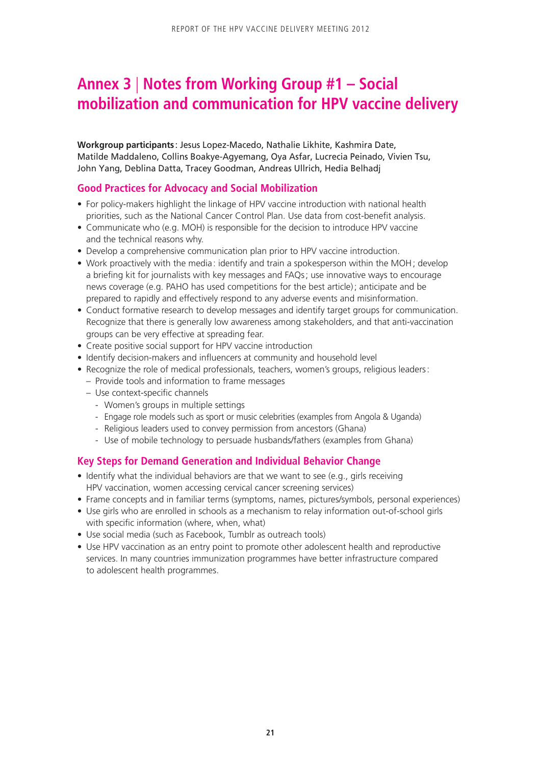# Annex 3 | Notes from Working Group #1 – Social mobilization and communication for HPV vaccine delivery

**Workgroup participants**: Jesus Lopez-Macedo, Nathalie Likhite, Kashmira Date, Matilde Maddaleno, Collins Boakye-Agyemang, Oya Asfar, Lucrecia Peinado, Vivien Tsu, John Yang, Deblina Datta, Tracey Goodman, Andreas Ullrich, Hedia Belhadj

## Good Practices for Advocacy and Social Mobilization

- For policy-makers highlight the linkage of HPV vaccine introduction with national health priorities, such as the National Cancer Control Plan. Use data from cost-benefit analysis.
- Communicate who (e.g. MOH) is responsible for the decision to introduce HPV vaccine and the technical reasons why.
- Develop a comprehensive communication plan prior to HPV vaccine introduction.
- Work proactively with the media: identify and train a spokesperson within the MOH; develop a briefing kit for journalists with key messages and FAQs; use innovative ways to encourage news coverage (e.g. PAHO has used competitions for the best article); anticipate and be prepared to rapidly and effectively respond to any adverse events and misinformation.
- Conduct formative research to develop messages and identify target groups for communication. Recognize that there is generally low awareness among stakeholders, and that anti-vaccination groups can be very effective at spreading fear.
- Create positive social support for HPV vaccine introduction
- Identify decision-makers and influencers at community and household level
- Recognize the role of medical professionals, teachers, women's groups, religious leaders:
  - Provide tools and information to frame messages
  - Use context-specific channels
    - Women's groups in multiple settings
    - Engage role models such as sport or music celebrities (examples from Angola & Uganda)
    - Religious leaders used to convey permission from ancestors (Ghana)
    - Use of mobile technology to persuade husbands/fathers (examples from Ghana)

## Key Steps for Demand Generation and Individual Behavior Change

- Identify what the individual behaviors are that we want to see (e.g., girls receiving HPV vaccination, women accessing cervical cancer screening services)
- Frame concepts and in familiar terms (symptoms, names, pictures/symbols, personal experiences)
- Use girls who are enrolled in schools as a mechanism to relay information out-of-school girls with specific information (where, when, what)
- Use social media (such as Facebook, Tumblr as outreach tools)
- Use HPV vaccination as an entry point to promote other adolescent health and reproductive services. In many countries immunization programmes have better infrastructure compared to adolescent health programmes.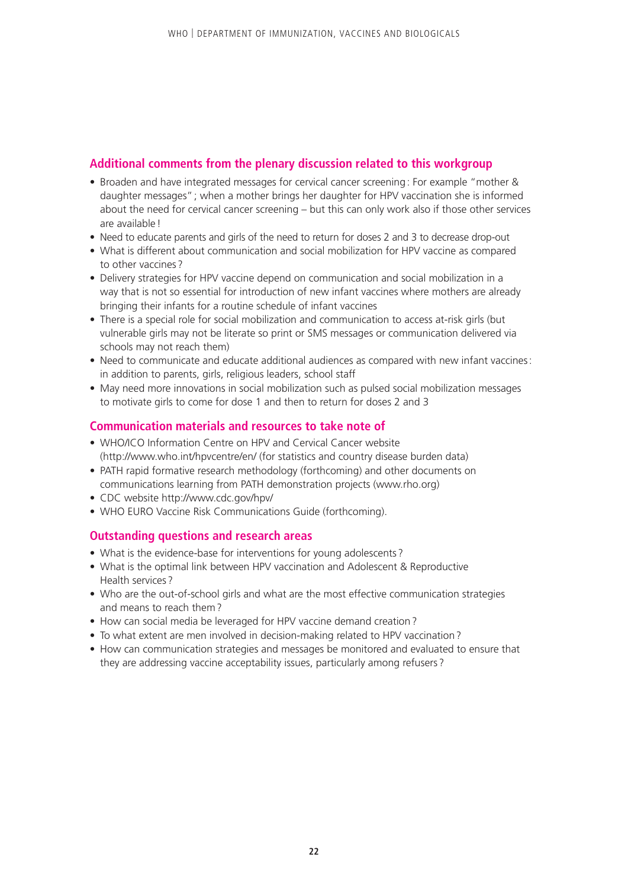## Additional comments from the plenary discussion related to this workgroup

- Broaden and have integrated messages for cervical cancer screening: For example "mother & daughter messages"; when a mother brings her daughter for HPV vaccination she is informed about the need for cervical cancer screening – but this can only work also if those other services are available!
- Need to educate parents and girls of the need to return for doses 2 and 3 to decrease drop-out
- What is different about communication and social mobilization for HPV vaccine as compared to other vaccines?
- Delivery strategies for HPV vaccine depend on communication and social mobilization in a way that is not so essential for introduction of new infant vaccines where mothers are already bringing their infants for a routine schedule of infant vaccines
- There is a special role for social mobilization and communication to access at-risk girls (but vulnerable girls may not be literate so print or SMS messages or communication delivered via schools may not reach them)
- Need to communicate and educate additional audiences as compared with new infant vaccines: in addition to parents, girls, religious leaders, school staff
- May need more innovations in social mobilization such as pulsed social mobilization messages to motivate girls to come for dose 1 and then to return for doses 2 and 3

## Communication materials and resources to take note of

- WHO/ICO Information Centre on HPV and Cervical Cancer website (http://www.who.int/hpvcentre/en/ (for statistics and country disease burden data)
- PATH rapid formative research methodology (forthcoming) and other documents on communications learning from PATH demonstration projects (www.rho.org)
- CDC website http://www.cdc.gov/hpv/
- WHO EURO Vaccine Risk Communications Guide (forthcoming).

## Outstanding questions and research areas

- What is the evidence-base for interventions for young adolescents?
- What is the optimal link between HPV vaccination and Adolescent & Reproductive Health services?
- Who are the out-of-school girls and what are the most effective communication strategies and means to reach them?
- How can social media be leveraged for HPV vaccine demand creation?
- To what extent are men involved in decision-making related to HPV vaccination?
- How can communication strategies and messages be monitored and evaluated to ensure that they are addressing vaccine acceptability issues, particularly among refusers?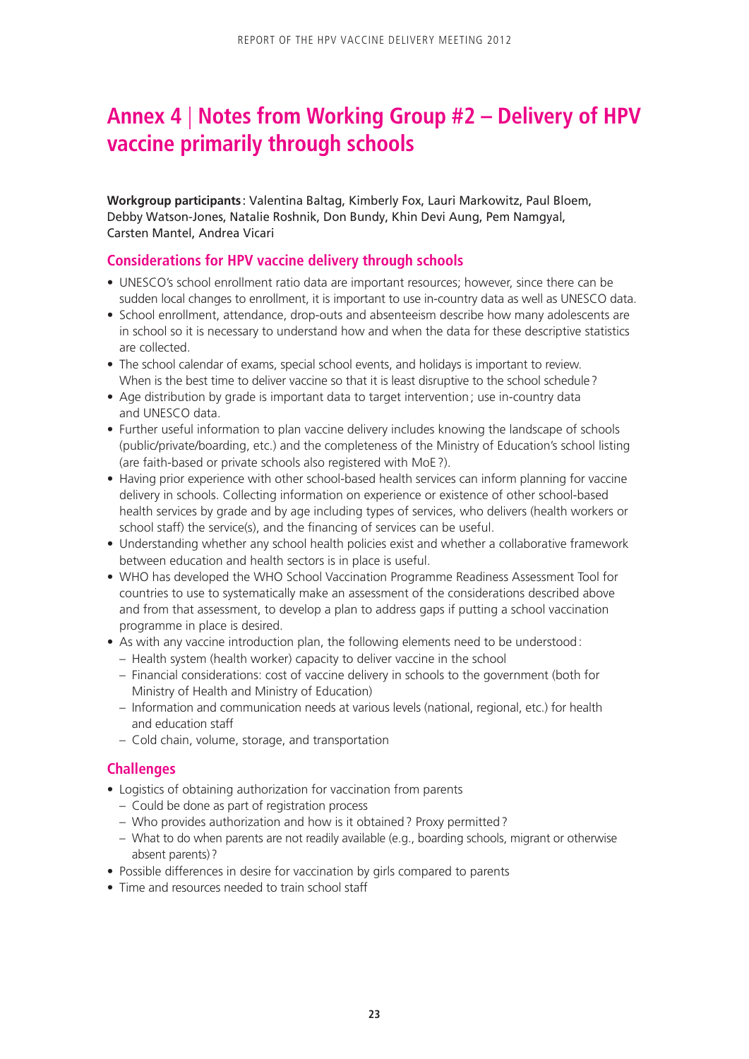# Annex 4 | Notes from Working Group #2 – Delivery of HPV vaccine primarily through schools

**Workgroup participants**: Valentina Baltag, Kimberly Fox, Lauri Markowitz, Paul Bloem, Debby Watson-Jones, Natalie Roshnik, Don Bundy, Khin Devi Aung, Pem Namgyal, Carsten Mantel, Andrea Vicari

## Considerations for HPV vaccine delivery through schools

- UNESCO's school enrollment ratio data are important resources; however, since there can be sudden local changes to enrollment, it is important to use in-country data as well as UNESCO data.
- School enrollment, attendance, drop-outs and absenteeism describe how many adolescents are in school so it is necessary to understand how and when the data for these descriptive statistics are collected.
- The school calendar of exams, special school events, and holidays is important to review. When is the best time to deliver vaccine so that it is least disruptive to the school schedule?
- Age distribution by grade is important data to target intervention; use in-country data and UNESCO data.
- Further useful information to plan vaccine delivery includes knowing the landscape of schools (public/private/boarding, etc.) and the completeness of the Ministry of Education's school listing (are faith-based or private schools also registered with MoE?).
- Having prior experience with other school-based health services can inform planning for vaccine delivery in schools. Collecting information on experience or existence of other school-based health services by grade and by age including types of services, who delivers (health workers or school staff) the service(s), and the financing of services can be useful.
- Understanding whether any school health policies exist and whether a collaborative framework between education and health sectors is in place is useful.
- WHO has developed the WHO School Vaccination Programme Readiness Assessment Tool for countries to use to systematically make an assessment of the considerations described above and from that assessment, to develop a plan to address gaps if putting a school vaccination programme in place is desired.
- As with any vaccine introduction plan, the following elements need to be understood:
  - Health system (health worker) capacity to deliver vaccine in the school
  - Financial considerations: cost of vaccine delivery in schools to the government (both for Ministry of Health and Ministry of Education)
  - Information and communication needs at various levels (national, regional, etc.) for health and education staff
  - Cold chain, volume, storage, and transportation

## Challenges

- Logistics of obtaining authorization for vaccination from parents
  - Could be done as part of registration process
  - Who provides authorization and how is it obtained? Proxy permitted?
  - What to do when parents are not readily available (e.g., boarding schools, migrant or otherwise absent parents)?
- Possible differences in desire for vaccination by girls compared to parents
- Time and resources needed to train school staff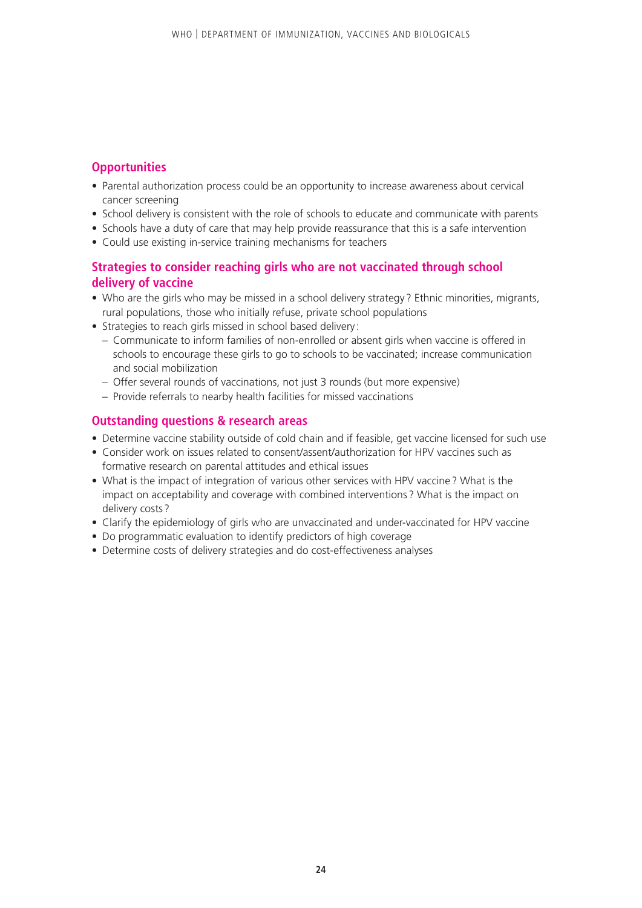## Opportunities

- Parental authorization process could be an opportunity to increase awareness about cervical cancer screening
- School delivery is consistent with the role of schools to educate and communicate with parents
- Schools have a duty of care that may help provide reassurance that this is a safe intervention
- Could use existing in-service training mechanisms for teachers

## Strategies to consider reaching girls who are not vaccinated through school delivery of vaccine

- Who are the girls who may be missed in a school delivery strategy? Ethnic minorities, migrants, rural populations, those who initially refuse, private school populations
- Strategies to reach girls missed in school based delivery:
  - Communicate to inform families of non-enrolled or absent girls when vaccine is offered in schools to encourage these girls to go to schools to be vaccinated; increase communication and social mobilization
  - Offer several rounds of vaccinations, not just 3 rounds (but more expensive)
  - Provide referrals to nearby health facilities for missed vaccinations

## Outstanding questions & research areas

- Determine vaccine stability outside of cold chain and if feasible, get vaccine licensed for such use
- Consider work on issues related to consent/assent/authorization for HPV vaccines such as formative research on parental attitudes and ethical issues
- What is the impact of integration of various other services with HPV vaccine? What is the impact on acceptability and coverage with combined interventions? What is the impact on delivery costs?
- Clarify the epidemiology of girls who are unvaccinated and under-vaccinated for HPV vaccine
- Do programmatic evaluation to identify predictors of high coverage
- Determine costs of delivery strategies and do cost-effectiveness analyses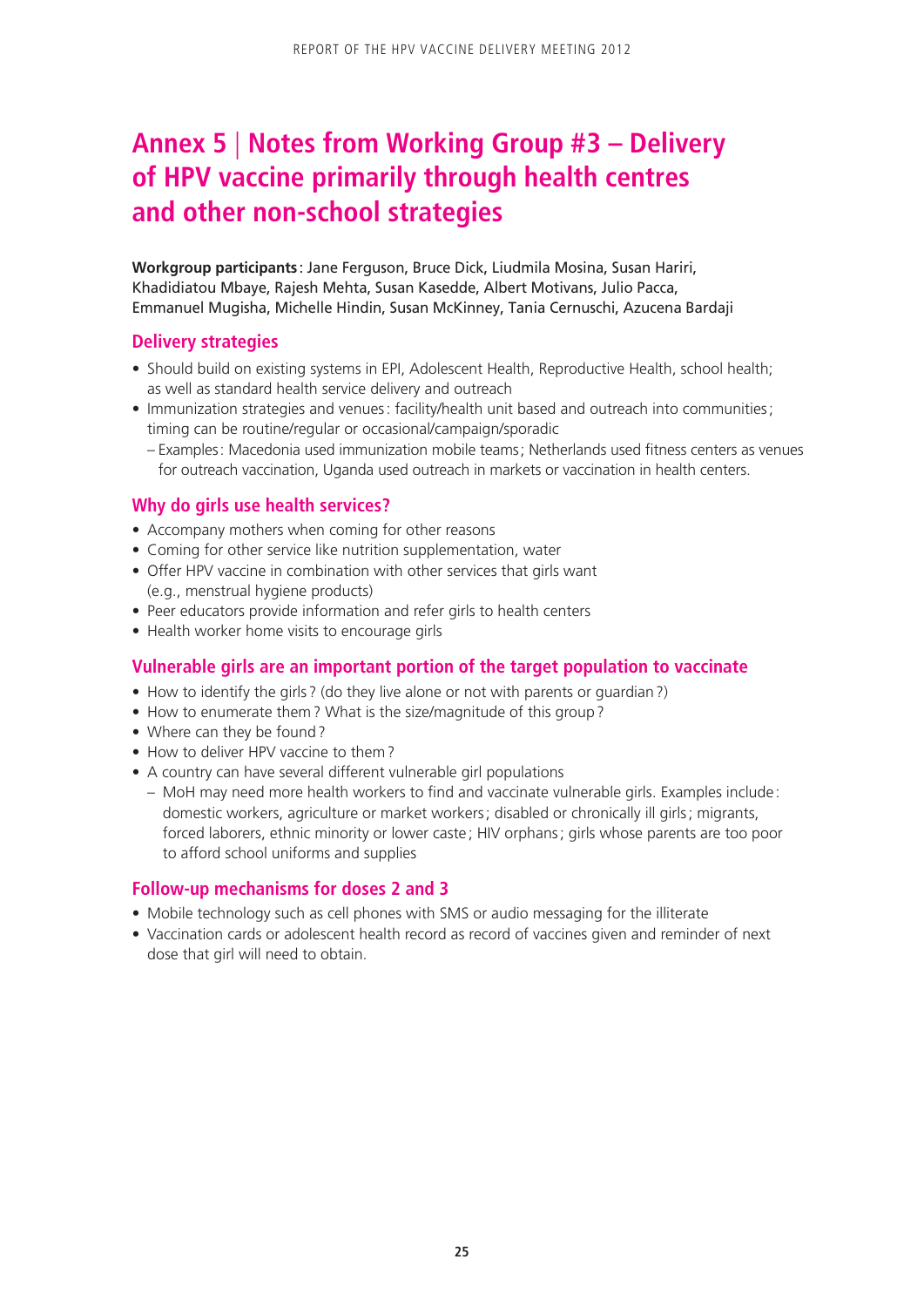# Annex 5 | Notes from Working Group #3 – Delivery of HPV vaccine primarily through health centres and other non-school strategies

**Workgroup participants**: Jane Ferguson, Bruce Dick, Liudmila Mosina, Susan Hariri, Khadidiatou Mbaye, Rajesh Mehta, Susan Kasedde, Albert Motivans, Julio Pacca, Emmanuel Mugisha, Michelle Hindin, Susan McKinney, Tania Cernuschi, Azucena Bardaji

## Delivery strategies

- Should build on existing systems in EPI, Adolescent Health, Reproductive Health, school health; as well as standard health service delivery and outreach
- Immunization strategies and venues: facility/health unit based and outreach into communities; timing can be routine/regular or occasional/campaign/sporadic
  - Examples: Macedonia used immunization mobile teams; Netherlands used fitness centers as venues for outreach vaccination, Uganda used outreach in markets or vaccination in health centers.

## Why do girls use health services?

- Accompany mothers when coming for other reasons
- Coming for other service like nutrition supplementation, water
- Offer HPV vaccine in combination with other services that girls want (e.g., menstrual hygiene products)
- Peer educators provide information and refer girls to health centers
- Health worker home visits to encourage girls

## Vulnerable girls are an important portion of the target population to vaccinate

- How to identify the girls? (do they live alone or not with parents or guardian?)
- How to enumerate them? What is the size/magnitude of this group?
- Where can they be found?
- How to deliver HPV vaccine to them?
- A country can have several different vulnerable girl populations
  - MoH may need more health workers to find and vaccinate vulnerable girls. Examples include: domestic workers, agriculture or market workers; disabled or chronically ill girls; migrants, forced laborers, ethnic minority or lower caste; HIV orphans; girls whose parents are too poor to afford school uniforms and supplies

## Follow-up mechanisms for doses 2 and 3

- Mobile technology such as cell phones with SMS or audio messaging for the illiterate
- Vaccination cards or adolescent health record as record of vaccines given and reminder of next dose that girl will need to obtain.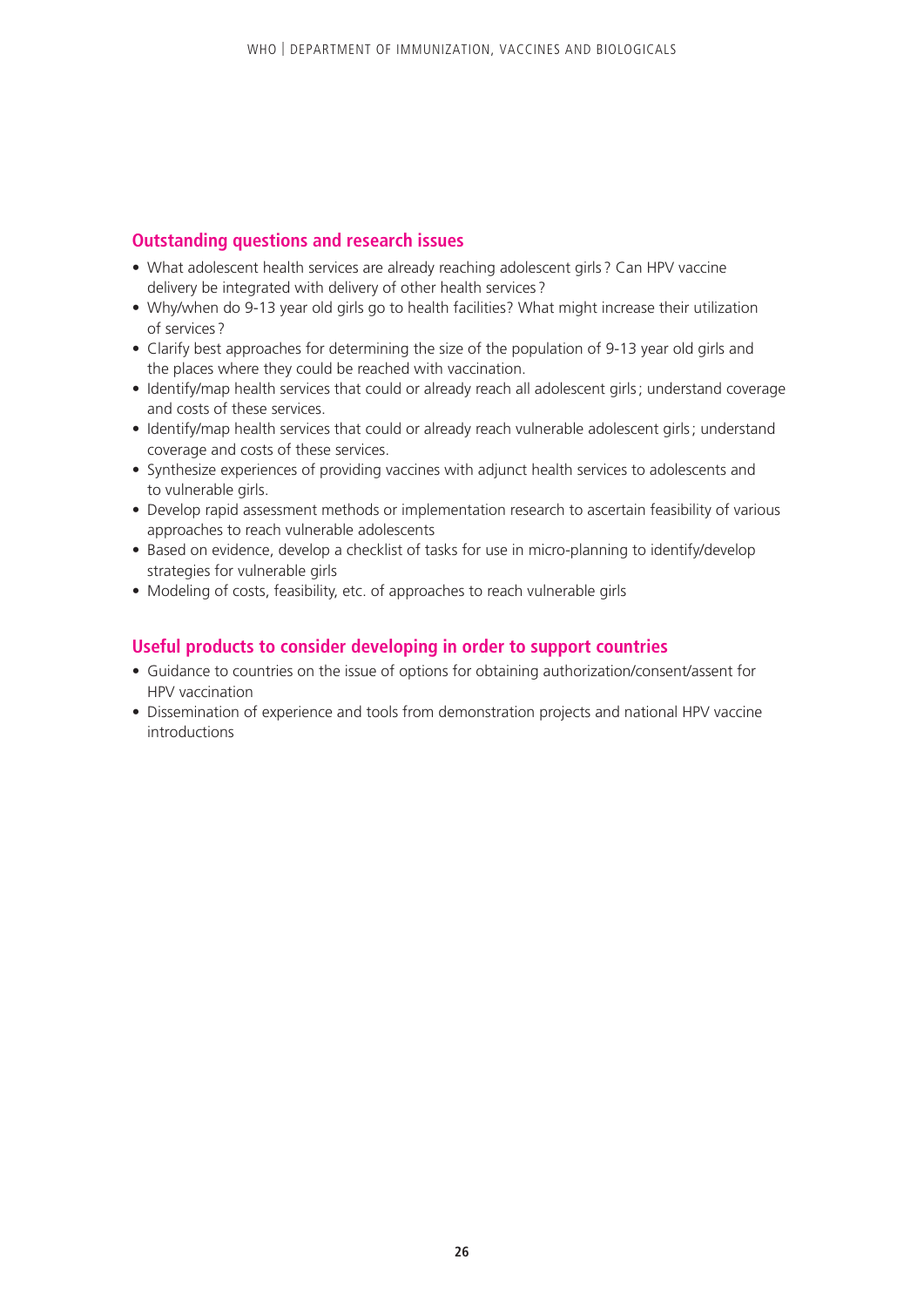## Outstanding questions and research issues

- What adolescent health services are already reaching adolescent girls? Can HPV vaccine delivery be integrated with delivery of other health services?
- Why/when do 9-13 year old girls go to health facilities? What might increase their utilization of services?
- Clarify best approaches for determining the size of the population of 9-13 year old girls and the places where they could be reached with vaccination.
- Identify/map health services that could or already reach all adolescent girls; understand coverage and costs of these services.
- Identify/map health services that could or already reach vulnerable adolescent girls; understand coverage and costs of these services.
- Synthesize experiences of providing vaccines with adjunct health services to adolescents and to vulnerable girls.
- Develop rapid assessment methods or implementation research to ascertain feasibility of various approaches to reach vulnerable adolescents
- Based on evidence, develop a checklist of tasks for use in micro-planning to identify/develop strategies for vulnerable girls
- Modeling of costs, feasibility, etc. of approaches to reach vulnerable girls

## Useful products to consider developing in order to support countries

- Guidance to countries on the issue of options for obtaining authorization/consent/assent for HPV vaccination
- Dissemination of experience and tools from demonstration projects and national HPV vaccine introductions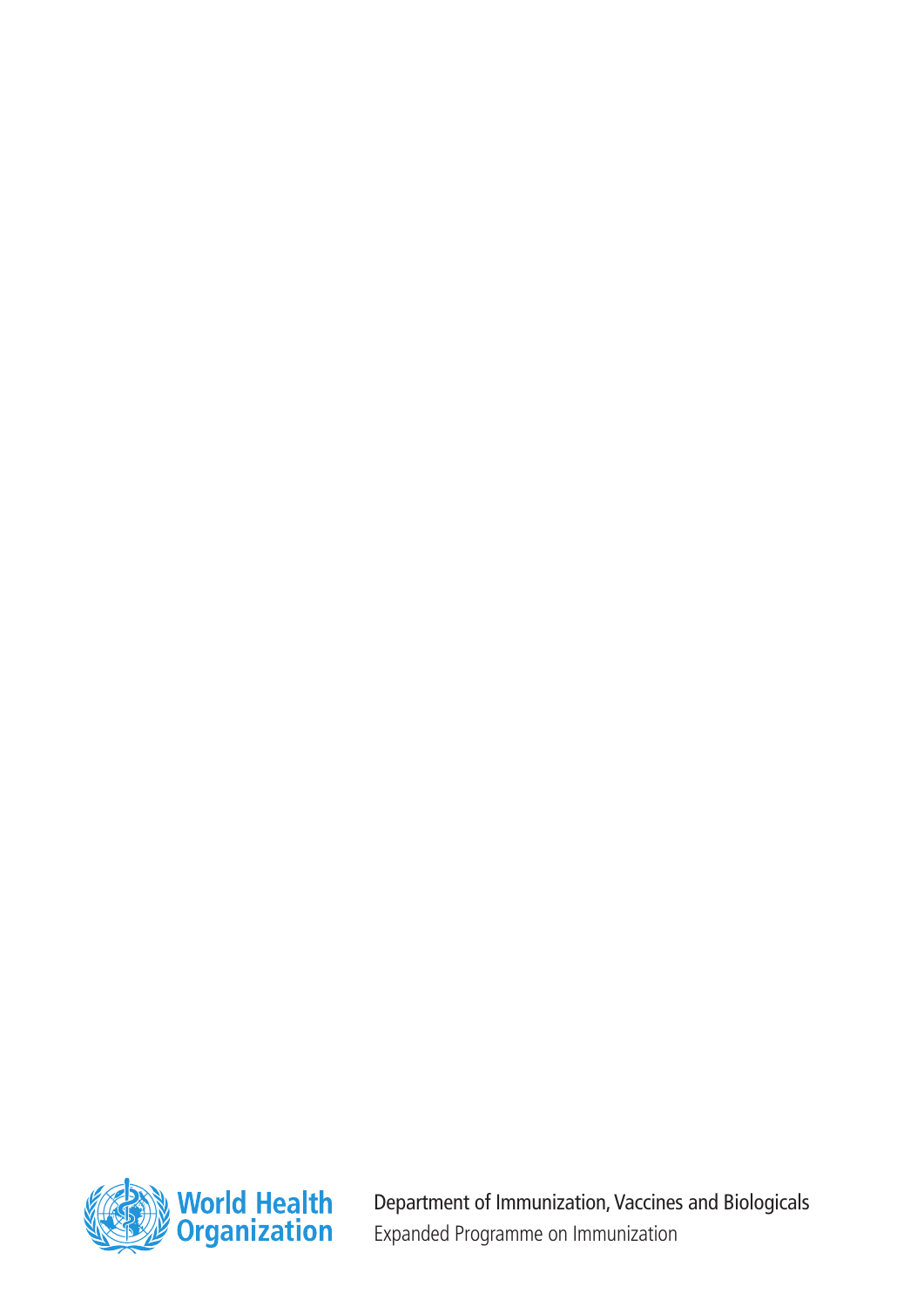World Health Organization

Department of Immunization, Vaccines and Biologicals
Expanded Programme on Immunization